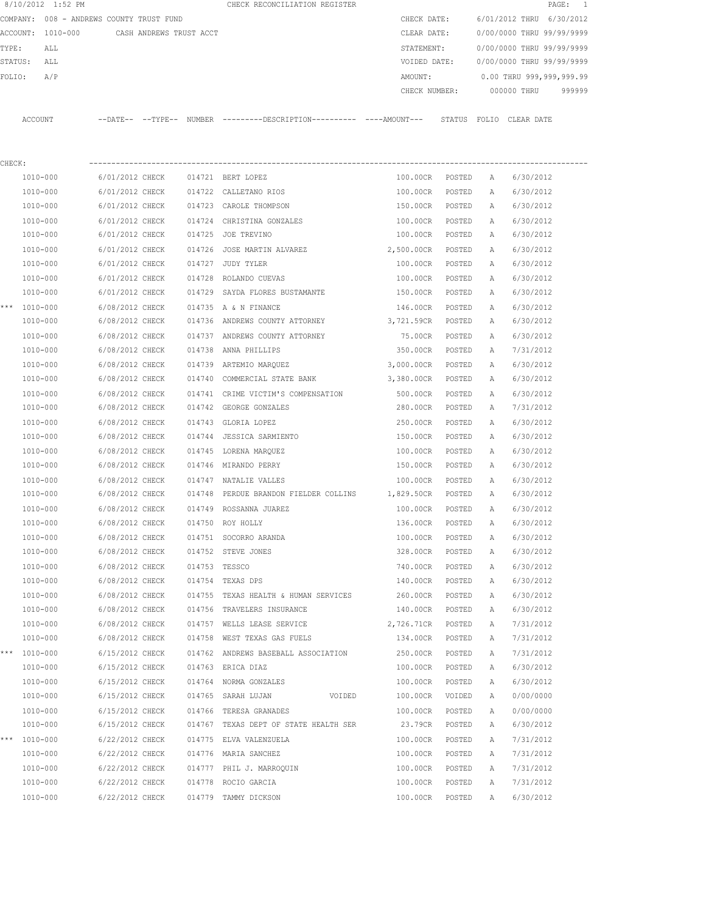8/10/2012 1:52 PM CHECK RECONCILIATION REGISTER

COMPANY: 008 - ANDREWS COUNTY TRUST FUND
ACCOUNT: 1010-000 CASH ANDREWS TRUST ACCT
TYPE: ALL
STATUS: ALL
FOLIO: A/P

CHECK DATE: 6/01/2012 THRU 6/30/2012
CLEAR DATE: 0/00/0000 THRU 99/99/9999
STATEMENT: 0/00/0000 THRU 99/99/9999
VOIDED DATE: 0/00/0000 THRU 99/99/9999
AMOUNT: 0.00 THRU 999,999,999.99
CHECK NUMBER: 000000 THRU 999999

CHECK:

| | ACCOUNT | --DATE-- | --TYPE-- | NUMBER | ---------DESCRIPTION---------- | ----AMOUNT--- | STATUS | FOLIO | CLEAR DATE |
|---|---|---|---|---|---|---|---|---|---|
| | 1010-000 | 6/01/2012 | CHECK | 014721 | BERT LOPEZ | 100.00CR | POSTED | A | 6/30/2012 |
| | 1010-000 | 6/01/2012 | CHECK | 014722 | CALLETANO RIOS | 100.00CR | POSTED | A | 6/30/2012 |
| | 1010-000 | 6/01/2012 | CHECK | 014723 | CAROLE THOMPSON | 150.00CR | POSTED | A | 6/30/2012 |
| | 1010-000 | 6/01/2012 | CHECK | 014724 | CHRISTINA GONZALES | 100.00CR | POSTED | A | 6/30/2012 |
| | 1010-000 | 6/01/2012 | CHECK | 014725 | JOE TREVINO | 100.00CR | POSTED | A | 6/30/2012 |
| | 1010-000 | 6/01/2012 | CHECK | 014726 | JOSE MARTIN ALVAREZ | 2,500.00CR | POSTED | A | 6/30/2012 |
| | 1010-000 | 6/01/2012 | CHECK | 014727 | JUDY TYLER | 100.00CR | POSTED | A | 6/30/2012 |
| | 1010-000 | 6/01/2012 | CHECK | 014728 | ROLANDO CUEVAS | 100.00CR | POSTED | A | 6/30/2012 |
| | 1010-000 | 6/01/2012 | CHECK | 014729 | SAYDA FLORES BUSTAMANTE | 150.00CR | POSTED | A | 6/30/2012 |
| *** | 1010-000 | 6/08/2012 | CHECK | 014735 | A & N FINANCE | 146.00CR | POSTED | A | 6/30/2012 |
| | 1010-000 | 6/08/2012 | CHECK | 014736 | ANDREWS COUNTY ATTORNEY | 3,721.59CR | POSTED | A | 6/30/2012 |
| | 1010-000 | 6/08/2012 | CHECK | 014737 | ANDREWS COUNTY ATTORNEY | 75.00CR | POSTED | A | 6/30/2012 |
| | 1010-000 | 6/08/2012 | CHECK | 014738 | ANNA PHILLIPS | 350.00CR | POSTED | A | 7/31/2012 |
| | 1010-000 | 6/08/2012 | CHECK | 014739 | ARTEMIO MARQUEZ | 3,000.00CR | POSTED | A | 6/30/2012 |
| | 1010-000 | 6/08/2012 | CHECK | 014740 | COMMERCIAL STATE BANK | 3,380.00CR | POSTED | A | 6/30/2012 |
| | 1010-000 | 6/08/2012 | CHECK | 014741 | CRIME VICTIM'S COMPENSATION | 500.00CR | POSTED | A | 6/30/2012 |
| | 1010-000 | 6/08/2012 | CHECK | 014742 | GEORGE GONZALES | 280.00CR | POSTED | A | 7/31/2012 |
| | 1010-000 | 6/08/2012 | CHECK | 014743 | GLORIA LOPEZ | 250.00CR | POSTED | A | 6/30/2012 |
| | 1010-000 | 6/08/2012 | CHECK | 014744 | JESSICA SARMIENTO | 150.00CR | POSTED | A | 6/30/2012 |
| | 1010-000 | 6/08/2012 | CHECK | 014745 | LORENA MARQUEZ | 100.00CR | POSTED | A | 6/30/2012 |
| | 1010-000 | 6/08/2012 | CHECK | 014746 | MIRANDO PERRY | 150.00CR | POSTED | A | 6/30/2012 |
| | 1010-000 | 6/08/2012 | CHECK | 014747 | NATALIE VALLES | 100.00CR | POSTED | A | 6/30/2012 |
| | 1010-000 | 6/08/2012 | CHECK | 014748 | PERDUE BRANDON FIELDER COLLINS | 1,829.50CR | POSTED | A | 6/30/2012 |
| | 1010-000 | 6/08/2012 | CHECK | 014749 | ROSSANNA JUAREZ | 100.00CR | POSTED | A | 6/30/2012 |
| | 1010-000 | 6/08/2012 | CHECK | 014750 | ROY HOLLY | 136.00CR | POSTED | A | 6/30/2012 |
| | 1010-000 | 6/08/2012 | CHECK | 014751 | SOCORRO ARANDA | 100.00CR | POSTED | A | 6/30/2012 |
| | 1010-000 | 6/08/2012 | CHECK | 014752 | STEVE JONES | 328.00CR | POSTED | A | 6/30/2012 |
| | 1010-000 | 6/08/2012 | CHECK | 014753 | TESSCO | 740.00CR | POSTED | A | 6/30/2012 |
| | 1010-000 | 6/08/2012 | CHECK | 014754 | TEXAS DPS | 140.00CR | POSTED | A | 6/30/2012 |
| | 1010-000 | 6/08/2012 | CHECK | 014755 | TEXAS HEALTH & HUMAN SERVICES | 260.00CR | POSTED | A | 6/30/2012 |
| | 1010-000 | 6/08/2012 | CHECK | 014756 | TRAVELERS INSURANCE | 140.00CR | POSTED | A | 6/30/2012 |
| | 1010-000 | 6/08/2012 | CHECK | 014757 | WELLS LEASE SERVICE | 2,726.71CR | POSTED | A | 7/31/2012 |
| | 1010-000 | 6/08/2012 | CHECK | 014758 | WEST TEXAS GAS FUELS | 134.00CR | POSTED | A | 7/31/2012 |
| *** | 1010-000 | 6/15/2012 | CHECK | 014762 | ANDREWS BASEBALL ASSOCIATION | 250.00CR | POSTED | A | 7/31/2012 |
| | 1010-000 | 6/15/2012 | CHECK | 014763 | ERICA DIAZ | 100.00CR | POSTED | A | 6/30/2012 |
| | 1010-000 | 6/15/2012 | CHECK | 014764 | NORMA GONZALES | 100.00CR | POSTED | A | 6/30/2012 |
| | 1010-000 | 6/15/2012 | CHECK | 014765 | SARAH LUJAN VOIDED | 100.00CR | VOIDED | A | 0/00/0000 |
| | 1010-000 | 6/15/2012 | CHECK | 014766 | TERESA GRANADES | 100.00CR | POSTED | A | 0/00/0000 |
| | 1010-000 | 6/15/2012 | CHECK | 014767 | TEXAS DEPT OF STATE HEALTH SER | 23.79CR | POSTED | A | 6/30/2012 |
| *** | 1010-000 | 6/22/2012 | CHECK | 014775 | ELVA VALENZUELA | 100.00CR | POSTED | A | 7/31/2012 |
| | 1010-000 | 6/22/2012 | CHECK | 014776 | MARIA SANCHEZ | 100.00CR | POSTED | A | 7/31/2012 |
| | 1010-000 | 6/22/2012 | CHECK | 014777 | PHIL J. MARROQUIN | 100.00CR | POSTED | A | 7/31/2012 |
| | 1010-000 | 6/22/2012 | CHECK | 014778 | ROCIO GARCIA | 100.00CR | POSTED | A | 7/31/2012 |
| | 1010-000 | 6/22/2012 | CHECK | 014779 | TAMMY DICKSON | 100.00CR | POSTED | A | 6/30/2012 |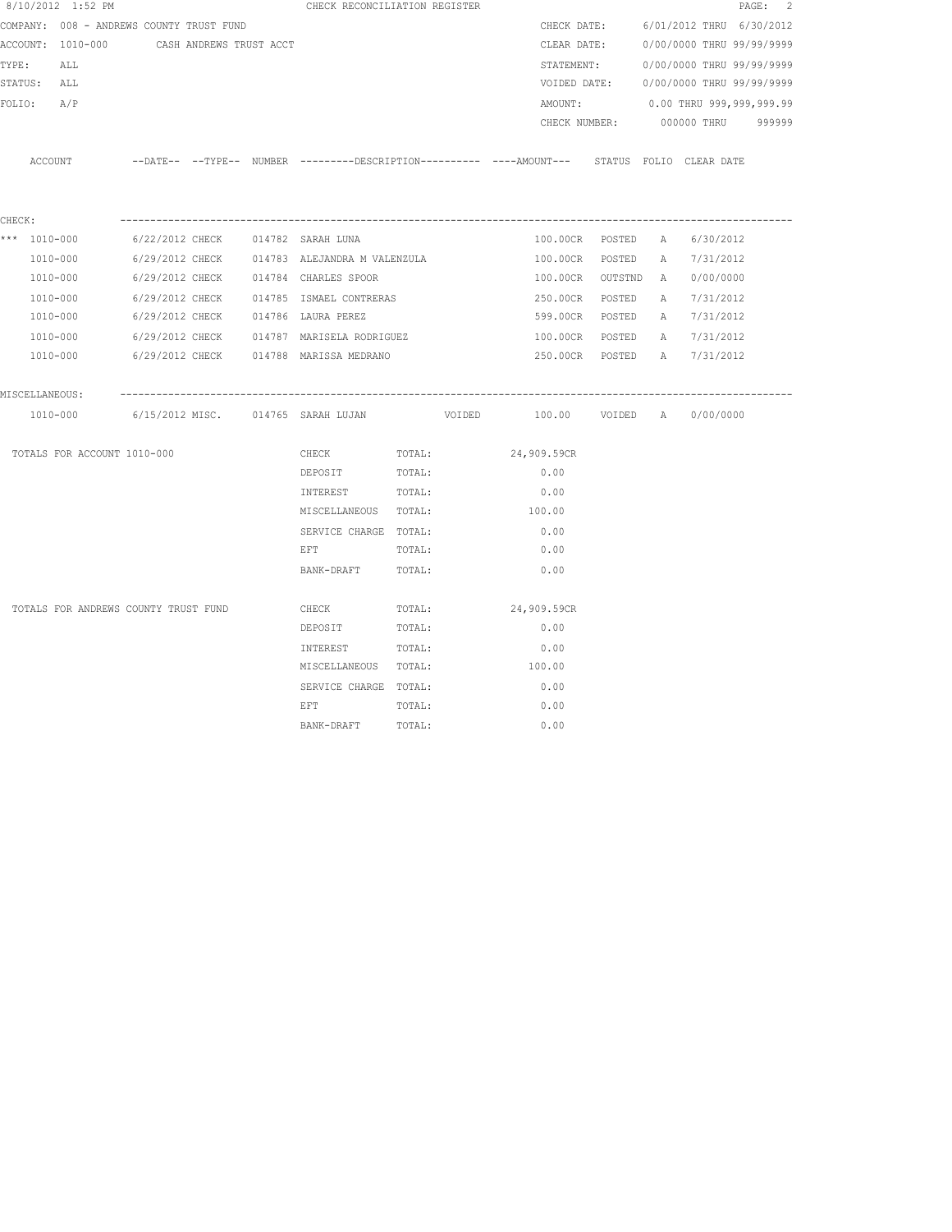8/10/2012 1:52 PM CHECK RECONCILIATION REGISTER

COMPANY: 008 - ANDREWS COUNTY TRUST FUND
ACCOUNT: 1010-000 CASH ANDREWS TRUST ACCT
TYPE: ALL
STATUS: ALL
FOLIO: A/P

CHECK DATE: 6/01/2012 THRU 6/30/2012
CLEAR DATE: 0/00/0000 THRU 99/99/9999
STATEMENT: 0/00/0000 THRU 99/99/9999
VOIDED DATE: 0/00/0000 THRU 99/99/9999
AMOUNT: 0.00 THRU 999,999,999.99
CHECK NUMBER: 000000 THRU 999999

| ACCOUNT | --DATE-- | --TYPE-- | NUMBER | ---------DESCRIPTION---------- | ----AMOUNT--- | STATUS | FOLIO | CLEAR DATE |
|---|---|---|---|---|---|---|---|---|
| CHECK: | | | | | | | | |
| *** 1010-000 | 6/22/2012 | CHECK | 014782 | SARAH LUNA | 100.00CR | POSTED | A | 6/30/2012 |
| 1010-000 | 6/29/2012 | CHECK | 014783 | ALEJANDRA M VALENZULA | 100.00CR | POSTED | A | 7/31/2012 |
| 1010-000 | 6/29/2012 | CHECK | 014784 | CHARLES SPOOR | 100.00CR | OUTSTND | A | 0/00/0000 |
| 1010-000 | 6/29/2012 | CHECK | 014785 | ISMAEL CONTRERAS | 250.00CR | POSTED | A | 7/31/2012 |
| 1010-000 | 6/29/2012 | CHECK | 014786 | LAURA PEREZ | 599.00CR | POSTED | A | 7/31/2012 |
| 1010-000 | 6/29/2012 | CHECK | 014787 | MARISELA RODRIGUEZ | 100.00CR | POSTED | A | 7/31/2012 |
| 1010-000 | 6/29/2012 | CHECK | 014788 | MARISSA MEDRANO | 250.00CR | POSTED | A | 7/31/2012 |
| MISCELLANEOUS: | | | | | | | | |
| 1010-000 | 6/15/2012 | MISC. | 014765 | SARAH LUJAN VOIDED | 100.00 | VOIDED | A | 0/00/0000 |

TOTALS FOR ACCOUNT 1010-000

| | | |
|---|---|---|
| CHECK | TOTAL: | 24,909.59CR |
| DEPOSIT | TOTAL: | 0.00 |
| INTEREST | TOTAL: | 0.00 |
| MISCELLANEOUS | TOTAL: | 100.00 |
| SERVICE CHARGE | TOTAL: | 0.00 |
| EFT | TOTAL: | 0.00 |
| BANK-DRAFT | TOTAL: | 0.00 |

TOTALS FOR ANDREWS COUNTY TRUST FUND

| | | |
|---|---|---|
| CHECK | TOTAL: | 24,909.59CR |
| DEPOSIT | TOTAL: | 0.00 |
| INTEREST | TOTAL: | 0.00 |
| MISCELLANEOUS | TOTAL: | 100.00 |
| SERVICE CHARGE | TOTAL: | 0.00 |
| EFT | TOTAL: | 0.00 |
| BANK-DRAFT | TOTAL: | 0.00 |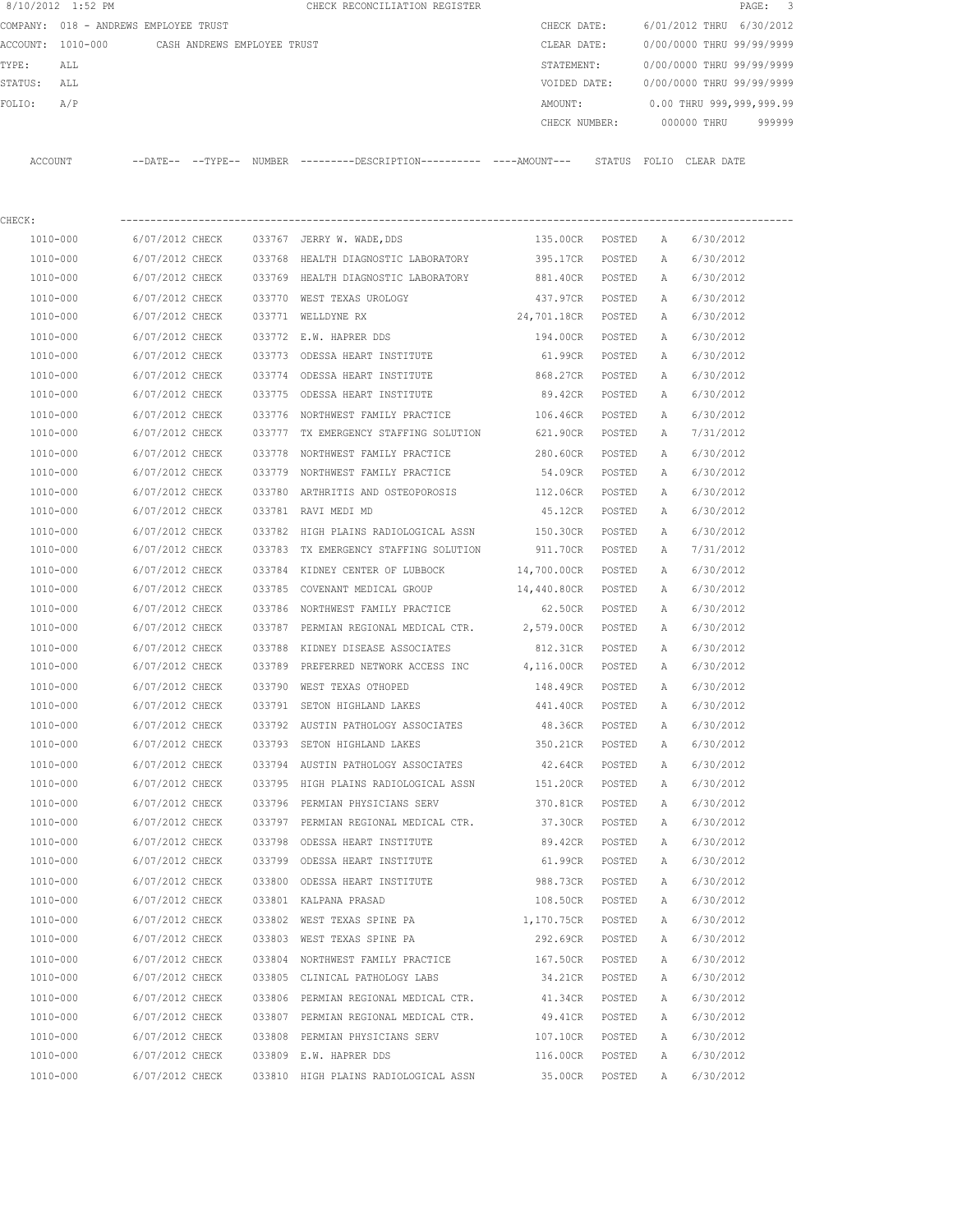8/10/2012 1:52 PM CHECK RECONCILIATION REGISTER

COMPANY: 018 - ANDREWS EMPLOYEE TRUST

ACCOUNT: 1010-000 CASH ANDREWS EMPLOYEE TRUST

TYPE: ALL

STATUS: ALL

FOLIO: A/P

CHECK DATE: 6/01/2012 THRU 6/30/2012

CLEAR DATE: 0/00/0000 THRU 99/99/9999

STATEMENT: 0/00/0000 THRU 99/99/9999

VOIDED DATE: 0/00/0000 THRU 99/99/9999

AMOUNT: 0.00 THRU 999,999,999.99

CHECK NUMBER: 000000 THRU 999999

CHECK:

| ACCOUNT | --DATE-- | --TYPE-- | NUMBER | ---------DESCRIPTION---------- | ----AMOUNT--- | STATUS | FOLIO | CLEAR DATE |
|---|---|---|---|---|---|---|---|---|
| 1010-000 | 6/07/2012 | CHECK | 033767 | JERRY W. WADE,DDS | 135.00CR | POSTED | A | 6/30/2012 |
| 1010-000 | 6/07/2012 | CHECK | 033768 | HEALTH DIAGNOSTIC LABORATORY | 395.17CR | POSTED | A | 6/30/2012 |
| 1010-000 | 6/07/2012 | CHECK | 033769 | HEALTH DIAGNOSTIC LABORATORY | 881.40CR | POSTED | A | 6/30/2012 |
| 1010-000 | 6/07/2012 | CHECK | 033770 | WEST TEXAS UROLOGY | 437.97CR | POSTED | A | 6/30/2012 |
| 1010-000 | 6/07/2012 | CHECK | 033771 | WELLDYNE RX | 24,701.18CR | POSTED | A | 6/30/2012 |
| 1010-000 | 6/07/2012 | CHECK | 033772 | E.W. HAPRER DDS | 194.00CR | POSTED | A | 6/30/2012 |
| 1010-000 | 6/07/2012 | CHECK | 033773 | ODESSA HEART INSTITUTE | 61.99CR | POSTED | A | 6/30/2012 |
| 1010-000 | 6/07/2012 | CHECK | 033774 | ODESSA HEART INSTITUTE | 868.27CR | POSTED | A | 6/30/2012 |
| 1010-000 | 6/07/2012 | CHECK | 033775 | ODESSA HEART INSTITUTE | 89.42CR | POSTED | A | 6/30/2012 |
| 1010-000 | 6/07/2012 | CHECK | 033776 | NORTHWEST FAMILY PRACTICE | 106.46CR | POSTED | A | 6/30/2012 |
| 1010-000 | 6/07/2012 | CHECK | 033777 | TX EMERGENCY STAFFING SOLUTION | 621.90CR | POSTED | A | 7/31/2012 |
| 1010-000 | 6/07/2012 | CHECK | 033778 | NORTHWEST FAMILY PRACTICE | 280.60CR | POSTED | A | 6/30/2012 |
| 1010-000 | 6/07/2012 | CHECK | 033779 | NORTHWEST FAMILY PRACTICE | 54.09CR | POSTED | A | 6/30/2012 |
| 1010-000 | 6/07/2012 | CHECK | 033780 | ARTHRITIS AND OSTEOPOROSIS | 112.06CR | POSTED | A | 6/30/2012 |
| 1010-000 | 6/07/2012 | CHECK | 033781 | RAVI MEDI MD | 45.12CR | POSTED | A | 6/30/2012 |
| 1010-000 | 6/07/2012 | CHECK | 033782 | HIGH PLAINS RADIOLOGICAL ASSN | 150.30CR | POSTED | A | 6/30/2012 |
| 1010-000 | 6/07/2012 | CHECK | 033783 | TX EMERGENCY STAFFING SOLUTION | 911.70CR | POSTED | A | 7/31/2012 |
| 1010-000 | 6/07/2012 | CHECK | 033784 | KIDNEY CENTER OF LUBBOCK | 14,700.00CR | POSTED | A | 6/30/2012 |
| 1010-000 | 6/07/2012 | CHECK | 033785 | COVENANT MEDICAL GROUP | 14,440.80CR | POSTED | A | 6/30/2012 |
| 1010-000 | 6/07/2012 | CHECK | 033786 | NORTHWEST FAMILY PRACTICE | 62.50CR | POSTED | A | 6/30/2012 |
| 1010-000 | 6/07/2012 | CHECK | 033787 | PERMIAN REGIONAL MEDICAL CTR. | 2,579.00CR | POSTED | A | 6/30/2012 |
| 1010-000 | 6/07/2012 | CHECK | 033788 | KIDNEY DISEASE ASSOCIATES | 812.31CR | POSTED | A | 6/30/2012 |
| 1010-000 | 6/07/2012 | CHECK | 033789 | PREFERRED NETWORK ACCESS INC | 4,116.00CR | POSTED | A | 6/30/2012 |
| 1010-000 | 6/07/2012 | CHECK | 033790 | WEST TEXAS OTHOPED | 148.49CR | POSTED | A | 6/30/2012 |
| 1010-000 | 6/07/2012 | CHECK | 033791 | SETON HIGHLAND LAKES | 441.40CR | POSTED | A | 6/30/2012 |
| 1010-000 | 6/07/2012 | CHECK | 033792 | AUSTIN PATHOLOGY ASSOCIATES | 48.36CR | POSTED | A | 6/30/2012 |
| 1010-000 | 6/07/2012 | CHECK | 033793 | SETON HIGHLAND LAKES | 350.21CR | POSTED | A | 6/30/2012 |
| 1010-000 | 6/07/2012 | CHECK | 033794 | AUSTIN PATHOLOGY ASSOCIATES | 42.64CR | POSTED | A | 6/30/2012 |
| 1010-000 | 6/07/2012 | CHECK | 033795 | HIGH PLAINS RADIOLOGICAL ASSN | 151.20CR | POSTED | A | 6/30/2012 |
| 1010-000 | 6/07/2012 | CHECK | 033796 | PERMIAN PHYSICIANS SERV | 370.81CR | POSTED | A | 6/30/2012 |
| 1010-000 | 6/07/2012 | CHECK | 033797 | PERMIAN REGIONAL MEDICAL CTR. | 37.30CR | POSTED | A | 6/30/2012 |
| 1010-000 | 6/07/2012 | CHECK | 033798 | ODESSA HEART INSTITUTE | 89.42CR | POSTED | A | 6/30/2012 |
| 1010-000 | 6/07/2012 | CHECK | 033799 | ODESSA HEART INSTITUTE | 61.99CR | POSTED | A | 6/30/2012 |
| 1010-000 | 6/07/2012 | CHECK | 033800 | ODESSA HEART INSTITUTE | 988.73CR | POSTED | A | 6/30/2012 |
| 1010-000 | 6/07/2012 | CHECK | 033801 | KALPANA PRASAD | 108.50CR | POSTED | A | 6/30/2012 |
| 1010-000 | 6/07/2012 | CHECK | 033802 | WEST TEXAS SPINE PA | 1,170.75CR | POSTED | A | 6/30/2012 |
| 1010-000 | 6/07/2012 | CHECK | 033803 | WEST TEXAS SPINE PA | 292.69CR | POSTED | A | 6/30/2012 |
| 1010-000 | 6/07/2012 | CHECK | 033804 | NORTHWEST FAMILY PRACTICE | 167.50CR | POSTED | A | 6/30/2012 |
| 1010-000 | 6/07/2012 | CHECK | 033805 | CLINICAL PATHOLOGY LABS | 34.21CR | POSTED | A | 6/30/2012 |
| 1010-000 | 6/07/2012 | CHECK | 033806 | PERMIAN REGIONAL MEDICAL CTR. | 41.34CR | POSTED | A | 6/30/2012 |
| 1010-000 | 6/07/2012 | CHECK | 033807 | PERMIAN REGIONAL MEDICAL CTR. | 49.41CR | POSTED | A | 6/30/2012 |
| 1010-000 | 6/07/2012 | CHECK | 033808 | PERMIAN PHYSICIANS SERV | 107.10CR | POSTED | A | 6/30/2012 |
| 1010-000 | 6/07/2012 | CHECK | 033809 | E.W. HAPRER DDS | 116.00CR | POSTED | A | 6/30/2012 |
| 1010-000 | 6/07/2012 | CHECK | 033810 | HIGH PLAINS RADIOLOGICAL ASSN | 35.00CR | POSTED | A | 6/30/2012 |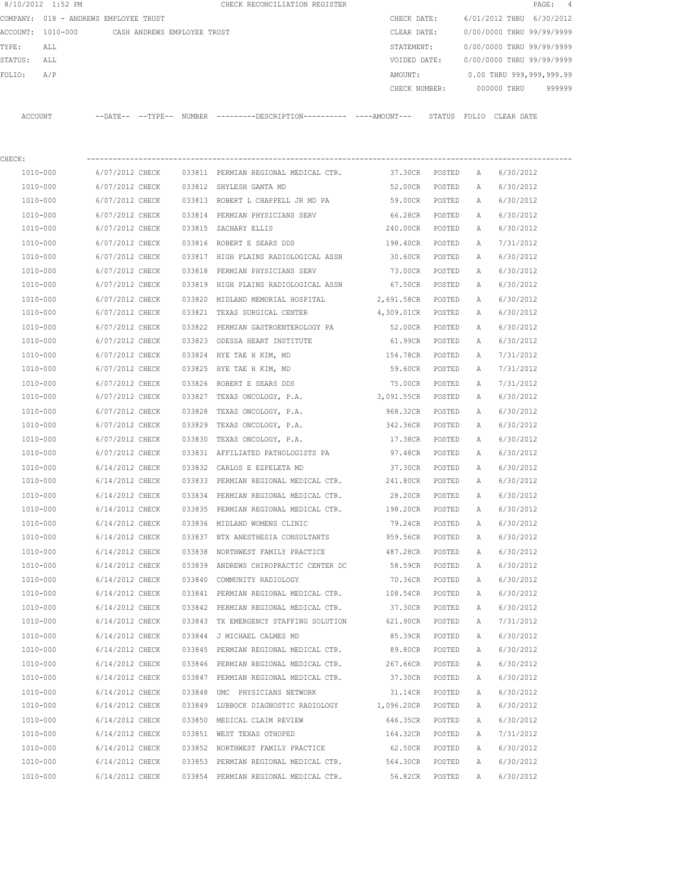8/10/2012 1:52 PM CHECK RECONCILIATION REGISTER

COMPANY: 018 - ANDREWS EMPLOYEE TRUST

ACCOUNT: 1010-000 CASH ANDREWS EMPLOYEE TRUST

TYPE: ALL

STATUS: ALL

FOLIO: A/P

CHECK DATE: 6/01/2012 THRU 6/30/2012

CLEAR DATE: 0/00/0000 THRU 99/99/9999

STATEMENT: 0/00/0000 THRU 99/99/9999

VOIDED DATE: 0/00/0000 THRU 99/99/9999

AMOUNT: 0.00 THRU 999,999,999.99

CHECK NUMBER: 000000 THRU 999999

CHECK:

| ACCOUNT | --DATE-- | --TYPE-- | NUMBER | ---------DESCRIPTION---------- | ----AMOUNT--- | STATUS | FOLIO | CLEAR DATE |
|---|---|---|---|---|---|---|---|---|
| 1010-000 | 6/07/2012 | CHECK | 033811 | PERMIAN REGIONAL MEDICAL CTR. | 37.30CR | POSTED | A | 6/30/2012 |
| 1010-000 | 6/07/2012 | CHECK | 033812 | SHYLESH GANTA MD | 52.00CR | POSTED | A | 6/30/2012 |
| 1010-000 | 6/07/2012 | CHECK | 033813 | ROBERT L CHAPPELL JR MD PA | 59.00CR | POSTED | A | 6/30/2012 |
| 1010-000 | 6/07/2012 | CHECK | 033814 | PERMIAN PHYSICIANS SERV | 66.28CR | POSTED | A | 6/30/2012 |
| 1010-000 | 6/07/2012 | CHECK | 033815 | ZACHARY ELLIS | 240.00CR | POSTED | A | 6/30/2012 |
| 1010-000 | 6/07/2012 | CHECK | 033816 | ROBERT E SEARS DDS | 198.40CR | POSTED | A | 7/31/2012 |
| 1010-000 | 6/07/2012 | CHECK | 033817 | HIGH PLAINS RADIOLOGICAL ASSN | 30.60CR | POSTED | A | 6/30/2012 |
| 1010-000 | 6/07/2012 | CHECK | 033818 | PERMIAN PHYSICIANS SERV | 73.00CR | POSTED | A | 6/30/2012 |
| 1010-000 | 6/07/2012 | CHECK | 033819 | HIGH PLAINS RADIOLOGICAL ASSN | 67.50CR | POSTED | A | 6/30/2012 |
| 1010-000 | 6/07/2012 | CHECK | 033820 | MIDLAND MEMORIAL HOSPITAL | 2,691.58CR | POSTED | A | 6/30/2012 |
| 1010-000 | 6/07/2012 | CHECK | 033821 | TEXAS SURGICAL CENTER | 4,309.01CR | POSTED | A | 6/30/2012 |
| 1010-000 | 6/07/2012 | CHECK | 033822 | PERMIAN GASTROENTEROLOGY PA | 52.00CR | POSTED | A | 6/30/2012 |
| 1010-000 | 6/07/2012 | CHECK | 033823 | ODESSA HEART INSTITUTE | 61.99CR | POSTED | A | 6/30/2012 |
| 1010-000 | 6/07/2012 | CHECK | 033824 | HYE TAE H KIM, MD | 154.78CR | POSTED | A | 7/31/2012 |
| 1010-000 | 6/07/2012 | CHECK | 033825 | HYE TAE H KIM, MD | 59.60CR | POSTED | A | 7/31/2012 |
| 1010-000 | 6/07/2012 | CHECK | 033826 | ROBERT E SEARS DDS | 75.00CR | POSTED | A | 7/31/2012 |
| 1010-000 | 6/07/2012 | CHECK | 033827 | TEXAS ONCOLOGY, P.A. | 3,091.55CR | POSTED | A | 6/30/2012 |
| 1010-000 | 6/07/2012 | CHECK | 033828 | TEXAS ONCOLOGY, P.A. | 968.32CR | POSTED | A | 6/30/2012 |
| 1010-000 | 6/07/2012 | CHECK | 033829 | TEXAS ONCOLOGY, P.A. | 342.36CR | POSTED | A | 6/30/2012 |
| 1010-000 | 6/07/2012 | CHECK | 033830 | TEXAS ONCOLOGY, P.A. | 17.38CR | POSTED | A | 6/30/2012 |
| 1010-000 | 6/07/2012 | CHECK | 033831 | AFFILIATED PATHOLOGISTS PA | 97.48CR | POSTED | A | 6/30/2012 |
| 1010-000 | 6/14/2012 | CHECK | 033832 | CARLOS E EZPELETA MD | 37.30CR | POSTED | A | 6/30/2012 |
| 1010-000 | 6/14/2012 | CHECK | 033833 | PERMIAN REGIONAL MEDICAL CTR. | 241.80CR | POSTED | A | 6/30/2012 |
| 1010-000 | 6/14/2012 | CHECK | 033834 | PERMIAN REGIONAL MEDICAL CTR. | 28.20CR | POSTED | A | 6/30/2012 |
| 1010-000 | 6/14/2012 | CHECK | 033835 | PERMIAN REGIONAL MEDICAL CTR. | 198.20CR | POSTED | A | 6/30/2012 |
| 1010-000 | 6/14/2012 | CHECK | 033836 | MIDLAND WOMENS CLINIC | 79.24CR | POSTED | A | 6/30/2012 |
| 1010-000 | 6/14/2012 | CHECK | 033837 | NTX ANESTHESIA CONSULTANTS | 959.56CR | POSTED | A | 6/30/2012 |
| 1010-000 | 6/14/2012 | CHECK | 033838 | NORTHWEST FAMILY PRACTICE | 487.28CR | POSTED | A | 6/30/2012 |
| 1010-000 | 6/14/2012 | CHECK | 033839 | ANDREWS CHIROPRACTIC CENTER DC | 58.59CR | POSTED | A | 6/30/2012 |
| 1010-000 | 6/14/2012 | CHECK | 033840 | COMMUNITY RADIOLOGY | 70.36CR | POSTED | A | 6/30/2012 |
| 1010-000 | 6/14/2012 | CHECK | 033841 | PERMIAN REGIONAL MEDICAL CTR. | 108.54CR | POSTED | A | 6/30/2012 |
| 1010-000 | 6/14/2012 | CHECK | 033842 | PERMIAN REGIONAL MEDICAL CTR. | 37.30CR | POSTED | A | 6/30/2012 |
| 1010-000 | 6/14/2012 | CHECK | 033843 | TX EMERGENCY STAFFING SOLUTION | 621.90CR | POSTED | A | 7/31/2012 |
| 1010-000 | 6/14/2012 | CHECK | 033844 | J MICHAEL CALMES MD | 85.39CR | POSTED | A | 6/30/2012 |
| 1010-000 | 6/14/2012 | CHECK | 033845 | PERMIAN REGIONAL MEDICAL CTR. | 89.80CR | POSTED | A | 6/30/2012 |
| 1010-000 | 6/14/2012 | CHECK | 033846 | PERMIAN REGIONAL MEDICAL CTR. | 267.66CR | POSTED | A | 6/30/2012 |
| 1010-000 | 6/14/2012 | CHECK | 033847 | PERMIAN REGIONAL MEDICAL CTR. | 37.30CR | POSTED | A | 6/30/2012 |
| 1010-000 | 6/14/2012 | CHECK | 033848 | UMC PHYSICIANS NETWORK | 31.14CR | POSTED | A | 6/30/2012 |
| 1010-000 | 6/14/2012 | CHECK | 033849 | LUBBOCK DIAGNOSTIC RADIOLOGY | 1,096.20CR | POSTED | A | 6/30/2012 |
| 1010-000 | 6/14/2012 | CHECK | 033850 | MEDICAL CLAIM REVIEW | 646.35CR | POSTED | A | 6/30/2012 |
| 1010-000 | 6/14/2012 | CHECK | 033851 | WEST TEXAS OTHOPED | 164.32CR | POSTED | A | 7/31/2012 |
| 1010-000 | 6/14/2012 | CHECK | 033852 | NORTHWEST FAMILY PRACTICE | 62.50CR | POSTED | A | 6/30/2012 |
| 1010-000 | 6/14/2012 | CHECK | 033853 | PERMIAN REGIONAL MEDICAL CTR. | 564.30CR | POSTED | A | 6/30/2012 |
| 1010-000 | 6/14/2012 | CHECK | 033854 | PERMIAN REGIONAL MEDICAL CTR. | 56.82CR | POSTED | A | 6/30/2012 |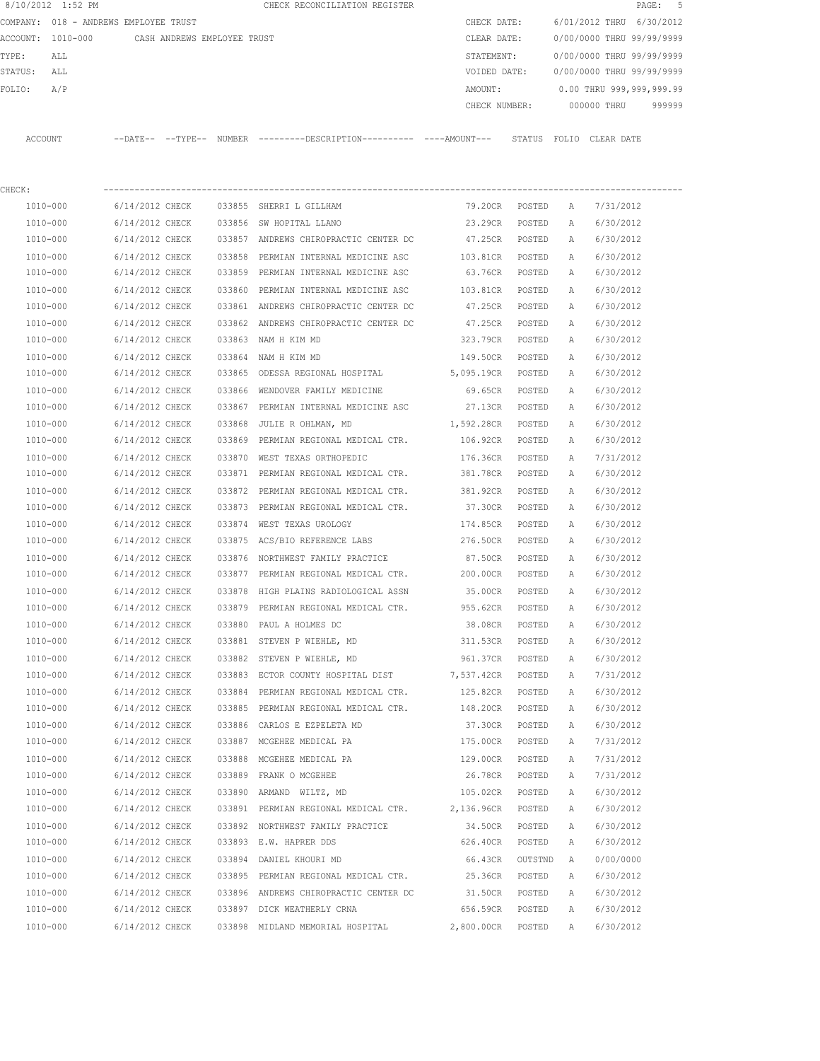8/10/2012 1:52 PM CHECK RECONCILIATION REGISTER

COMPANY: 018 - ANDREWS EMPLOYEE TRUST

ACCOUNT: 1010-000 CASH ANDREWS EMPLOYEE TRUST

TYPE: ALL

STATUS: ALL

FOLIO: A/P

CHECK DATE: 6/01/2012 THRU 6/30/2012

CLEAR DATE: 0/00/0000 THRU 99/99/9999

STATEMENT: 0/00/0000 THRU 99/99/9999

VOIDED DATE: 0/00/0000 THRU 99/99/9999

AMOUNT: 0.00 THRU 999,999,999.99

CHECK NUMBER: 000000 THRU 999999

CHECK:

| ACCOUNT | --DATE-- | --TYPE-- | NUMBER | ---------DESCRIPTION---------- | ----AMOUNT--- | STATUS | FOLIO | CLEAR DATE |
|---|---|---|---|---|---|---|---|---|
| 1010-000 | 6/14/2012 | CHECK | 033855 | SHERRI L GILLHAM | 79.20CR | POSTED | A | 7/31/2012 |
| 1010-000 | 6/14/2012 | CHECK | 033856 | SW HOPITAL LLANO | 23.29CR | POSTED | A | 6/30/2012 |
| 1010-000 | 6/14/2012 | CHECK | 033857 | ANDREWS CHIROPRACTIC CENTER DC | 47.25CR | POSTED | A | 6/30/2012 |
| 1010-000 | 6/14/2012 | CHECK | 033858 | PERMIAN INTERNAL MEDICINE ASC | 103.81CR | POSTED | A | 6/30/2012 |
| 1010-000 | 6/14/2012 | CHECK | 033859 | PERMIAN INTERNAL MEDICINE ASC | 63.76CR | POSTED | A | 6/30/2012 |
| 1010-000 | 6/14/2012 | CHECK | 033860 | PERMIAN INTERNAL MEDICINE ASC | 103.81CR | POSTED | A | 6/30/2012 |
| 1010-000 | 6/14/2012 | CHECK | 033861 | ANDREWS CHIROPRACTIC CENTER DC | 47.25CR | POSTED | A | 6/30/2012 |
| 1010-000 | 6/14/2012 | CHECK | 033862 | ANDREWS CHIROPRACTIC CENTER DC | 47.25CR | POSTED | A | 6/30/2012 |
| 1010-000 | 6/14/2012 | CHECK | 033863 | NAM H KIM MD | 323.79CR | POSTED | A | 6/30/2012 |
| 1010-000 | 6/14/2012 | CHECK | 033864 | NAM H KIM MD | 149.50CR | POSTED | A | 6/30/2012 |
| 1010-000 | 6/14/2012 | CHECK | 033865 | ODESSA REGIONAL HOSPITAL | 5,095.19CR | POSTED | A | 6/30/2012 |
| 1010-000 | 6/14/2012 | CHECK | 033866 | WENDOVER FAMILY MEDICINE | 69.65CR | POSTED | A | 6/30/2012 |
| 1010-000 | 6/14/2012 | CHECK | 033867 | PERMIAN INTERNAL MEDICINE ASC | 27.13CR | POSTED | A | 6/30/2012 |
| 1010-000 | 6/14/2012 | CHECK | 033868 | JULIE R OHLMAN, MD | 1,592.28CR | POSTED | A | 6/30/2012 |
| 1010-000 | 6/14/2012 | CHECK | 033869 | PERMIAN REGIONAL MEDICAL CTR. | 106.92CR | POSTED | A | 6/30/2012 |
| 1010-000 | 6/14/2012 | CHECK | 033870 | WEST TEXAS ORTHOPEDIC | 176.36CR | POSTED | A | 7/31/2012 |
| 1010-000 | 6/14/2012 | CHECK | 033871 | PERMIAN REGIONAL MEDICAL CTR. | 381.78CR | POSTED | A | 6/30/2012 |
| 1010-000 | 6/14/2012 | CHECK | 033872 | PERMIAN REGIONAL MEDICAL CTR. | 381.92CR | POSTED | A | 6/30/2012 |
| 1010-000 | 6/14/2012 | CHECK | 033873 | PERMIAN REGIONAL MEDICAL CTR. | 37.30CR | POSTED | A | 6/30/2012 |
| 1010-000 | 6/14/2012 | CHECK | 033874 | WEST TEXAS UROLOGY | 174.85CR | POSTED | A | 6/30/2012 |
| 1010-000 | 6/14/2012 | CHECK | 033875 | ACS/BIO REFERENCE LABS | 276.50CR | POSTED | A | 6/30/2012 |
| 1010-000 | 6/14/2012 | CHECK | 033876 | NORTHWEST FAMILY PRACTICE | 87.50CR | POSTED | A | 6/30/2012 |
| 1010-000 | 6/14/2012 | CHECK | 033877 | PERMIAN REGIONAL MEDICAL CTR. | 200.00CR | POSTED | A | 6/30/2012 |
| 1010-000 | 6/14/2012 | CHECK | 033878 | HIGH PLAINS RADIOLOGICAL ASSN | 35.00CR | POSTED | A | 6/30/2012 |
| 1010-000 | 6/14/2012 | CHECK | 033879 | PERMIAN REGIONAL MEDICAL CTR. | 955.62CR | POSTED | A | 6/30/2012 |
| 1010-000 | 6/14/2012 | CHECK | 033880 | PAUL A HOLMES DC | 38.08CR | POSTED | A | 6/30/2012 |
| 1010-000 | 6/14/2012 | CHECK | 033881 | STEVEN P WIEHLE, MD | 311.53CR | POSTED | A | 6/30/2012 |
| 1010-000 | 6/14/2012 | CHECK | 033882 | STEVEN P WIEHLE, MD | 961.37CR | POSTED | A | 6/30/2012 |
| 1010-000 | 6/14/2012 | CHECK | 033883 | ECTOR COUNTY HOSPITAL DIST | 7,537.42CR | POSTED | A | 7/31/2012 |
| 1010-000 | 6/14/2012 | CHECK | 033884 | PERMIAN REGIONAL MEDICAL CTR. | 125.82CR | POSTED | A | 6/30/2012 |
| 1010-000 | 6/14/2012 | CHECK | 033885 | PERMIAN REGIONAL MEDICAL CTR. | 148.20CR | POSTED | A | 6/30/2012 |
| 1010-000 | 6/14/2012 | CHECK | 033886 | CARLOS E EZPELETA MD | 37.30CR | POSTED | A | 6/30/2012 |
| 1010-000 | 6/14/2012 | CHECK | 033887 | MCGEHEE MEDICAL PA | 175.00CR | POSTED | A | 7/31/2012 |
| 1010-000 | 6/14/2012 | CHECK | 033888 | MCGEHEE MEDICAL PA | 129.00CR | POSTED | A | 7/31/2012 |
| 1010-000 | 6/14/2012 | CHECK | 033889 | FRANK O MCGEHEE | 26.78CR | POSTED | A | 7/31/2012 |
| 1010-000 | 6/14/2012 | CHECK | 033890 | ARMAND WILTZ, MD | 105.02CR | POSTED | A | 6/30/2012 |
| 1010-000 | 6/14/2012 | CHECK | 033891 | PERMIAN REGIONAL MEDICAL CTR. | 2,136.96CR | POSTED | A | 6/30/2012 |
| 1010-000 | 6/14/2012 | CHECK | 033892 | NORTHWEST FAMILY PRACTICE | 34.50CR | POSTED | A | 6/30/2012 |
| 1010-000 | 6/14/2012 | CHECK | 033893 | E.W. HAPRER DDS | 626.40CR | POSTED | A | 6/30/2012 |
| 1010-000 | 6/14/2012 | CHECK | 033894 | DANIEL KHOURI MD | 66.43CR | OUTSTND | A | 0/00/0000 |
| 1010-000 | 6/14/2012 | CHECK | 033895 | PERMIAN REGIONAL MEDICAL CTR. | 25.36CR | POSTED | A | 6/30/2012 |
| 1010-000 | 6/14/2012 | CHECK | 033896 | ANDREWS CHIROPRACTIC CENTER DC | 31.50CR | POSTED | A | 6/30/2012 |
| 1010-000 | 6/14/2012 | CHECK | 033897 | DICK WEATHERLY CRNA | 656.59CR | POSTED | A | 6/30/2012 |
| 1010-000 | 6/14/2012 | CHECK | 033898 | MIDLAND MEMORIAL HOSPITAL | 2,800.00CR | POSTED | A | 6/30/2012 |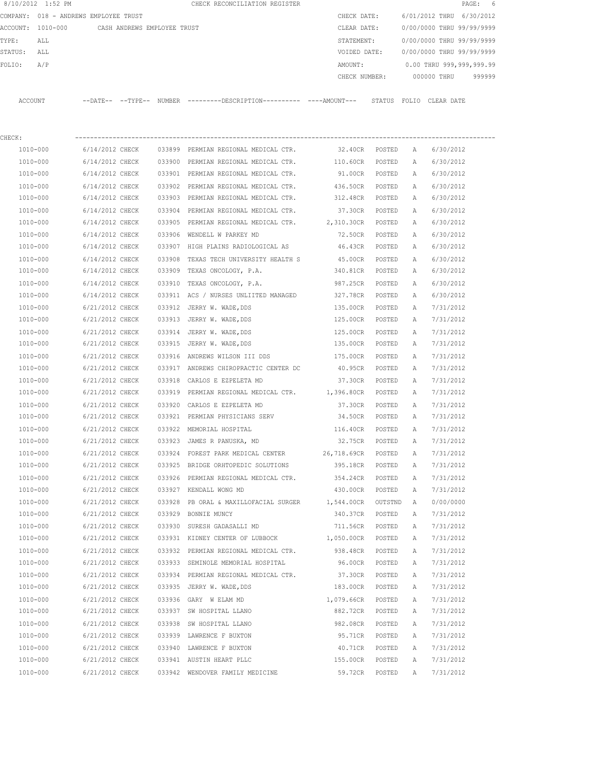8/10/2012 1:52 PM CHECK RECONCILIATION REGISTER

COMPANY: 018 - ANDREWS EMPLOYEE TRUST
ACCOUNT: 1010-000 CASH ANDREWS EMPLOYEE TRUST
TYPE: ALL
STATUS: ALL
FOLIO: A/P

CHECK DATE: 6/01/2012 THRU 6/30/2012
CLEAR DATE: 0/00/0000 THRU 99/99/9999
STATEMENT: 0/00/0000 THRU 99/99/9999
VOIDED DATE: 0/00/0000 THRU 99/99/9999
AMOUNT: 0.00 THRU 999,999,999.99
CHECK NUMBER: 000000 THRU 999999

CHECK:

| ACCOUNT | --DATE-- | --TYPE-- | NUMBER | ---------DESCRIPTION---------- | ----AMOUNT--- | STATUS | FOLIO | CLEAR DATE |
|---|---|---|---|---|---|---|---|---|
| 1010-000 | 6/14/2012 | CHECK | 033899 | PERMIAN REGIONAL MEDICAL CTR. | 32.40CR | POSTED | A | 6/30/2012 |
| 1010-000 | 6/14/2012 | CHECK | 033900 | PERMIAN REGIONAL MEDICAL CTR. | 110.60CR | POSTED | A | 6/30/2012 |
| 1010-000 | 6/14/2012 | CHECK | 033901 | PERMIAN REGIONAL MEDICAL CTR. | 91.00CR | POSTED | A | 6/30/2012 |
| 1010-000 | 6/14/2012 | CHECK | 033902 | PERMIAN REGIONAL MEDICAL CTR. | 436.50CR | POSTED | A | 6/30/2012 |
| 1010-000 | 6/14/2012 | CHECK | 033903 | PERMIAN REGIONAL MEDICAL CTR. | 312.48CR | POSTED | A | 6/30/2012 |
| 1010-000 | 6/14/2012 | CHECK | 033904 | PERMIAN REGIONAL MEDICAL CTR. | 37.30CR | POSTED | A | 6/30/2012 |
| 1010-000 | 6/14/2012 | CHECK | 033905 | PERMIAN REGIONAL MEDICAL CTR. | 2,310.30CR | POSTED | A | 6/30/2012 |
| 1010-000 | 6/14/2012 | CHECK | 033906 | WENDELL W PARKEY MD | 72.50CR | POSTED | A | 6/30/2012 |
| 1010-000 | 6/14/2012 | CHECK | 033907 | HIGH PLAINS RADIOLOGICAL AS | 46.43CR | POSTED | A | 6/30/2012 |
| 1010-000 | 6/14/2012 | CHECK | 033908 | TEXAS TECH UNIVERSITY HEALTH S | 45.00CR | POSTED | A | 6/30/2012 |
| 1010-000 | 6/14/2012 | CHECK | 033909 | TEXAS ONCOLOGY, P.A. | 340.81CR | POSTED | A | 6/30/2012 |
| 1010-000 | 6/14/2012 | CHECK | 033910 | TEXAS ONCOLOGY, P.A. | 987.25CR | POSTED | A | 6/30/2012 |
| 1010-000 | 6/14/2012 | CHECK | 033911 | ACS / NURSES UNLIITED MANAGED | 327.78CR | POSTED | A | 6/30/2012 |
| 1010-000 | 6/21/2012 | CHECK | 033912 | JERRY W. WADE,DDS | 135.00CR | POSTED | A | 7/31/2012 |
| 1010-000 | 6/21/2012 | CHECK | 033913 | JERRY W. WADE,DDS | 125.00CR | POSTED | A | 7/31/2012 |
| 1010-000 | 6/21/2012 | CHECK | 033914 | JERRY W. WADE,DDS | 125.00CR | POSTED | A | 7/31/2012 |
| 1010-000 | 6/21/2012 | CHECK | 033915 | JERRY W. WADE,DDS | 135.00CR | POSTED | A | 7/31/2012 |
| 1010-000 | 6/21/2012 | CHECK | 033916 | ANDREWS WILSON III DDS | 175.00CR | POSTED | A | 7/31/2012 |
| 1010-000 | 6/21/2012 | CHECK | 033917 | ANDREWS CHIROPRACTIC CENTER DC | 40.95CR | POSTED | A | 7/31/2012 |
| 1010-000 | 6/21/2012 | CHECK | 033918 | CARLOS E EZPELETA MD | 37.30CR | POSTED | A | 7/31/2012 |
| 1010-000 | 6/21/2012 | CHECK | 033919 | PERMIAN REGIONAL MEDICAL CTR. | 1,396.80CR | POSTED | A | 7/31/2012 |
| 1010-000 | 6/21/2012 | CHECK | 033920 | CARLOS E EZPELETA MD | 37.30CR | POSTED | A | 7/31/2012 |
| 1010-000 | 6/21/2012 | CHECK | 033921 | PERMIAN PHYSICIANS SERV | 34.50CR | POSTED | A | 7/31/2012 |
| 1010-000 | 6/21/2012 | CHECK | 033922 | MEMORIAL HOSPITAL | 116.40CR | POSTED | A | 7/31/2012 |
| 1010-000 | 6/21/2012 | CHECK | 033923 | JAMES R PANUSKA, MD | 32.75CR | POSTED | A | 7/31/2012 |
| 1010-000 | 6/21/2012 | CHECK | 033924 | FOREST PARK MEDICAL CENTER | 26,718.69CR | POSTED | A | 7/31/2012 |
| 1010-000 | 6/21/2012 | CHECK | 033925 | BRIDGE ORHTOPEDIC SOLUTIONS | 395.18CR | POSTED | A | 7/31/2012 |
| 1010-000 | 6/21/2012 | CHECK | 033926 | PERMIAN REGIONAL MEDICAL CTR. | 354.24CR | POSTED | A | 7/31/2012 |
| 1010-000 | 6/21/2012 | CHECK | 033927 | KENDALL WONG MD | 430.00CR | POSTED | A | 7/31/2012 |
| 1010-000 | 6/21/2012 | CHECK | 033928 | PB ORAL & MAXILLOFACIAL SURGER | 1,544.00CR | OUTSTND | A | 0/00/0000 |
| 1010-000 | 6/21/2012 | CHECK | 033929 | BONNIE MUNCY | 340.37CR | POSTED | A | 7/31/2012 |
| 1010-000 | 6/21/2012 | CHECK | 033930 | SURESH GADASALLI MD | 711.56CR | POSTED | A | 7/31/2012 |
| 1010-000 | 6/21/2012 | CHECK | 033931 | KIDNEY CENTER OF LUBBOCK | 1,050.00CR | POSTED | A | 7/31/2012 |
| 1010-000 | 6/21/2012 | CHECK | 033932 | PERMIAN REGIONAL MEDICAL CTR. | 938.48CR | POSTED | A | 7/31/2012 |
| 1010-000 | 6/21/2012 | CHECK | 033933 | SEMINOLE MEMORIAL HOSPITAL | 96.00CR | POSTED | A | 7/31/2012 |
| 1010-000 | 6/21/2012 | CHECK | 033934 | PERMIAN REGIONAL MEDICAL CTR. | 37.30CR | POSTED | A | 7/31/2012 |
| 1010-000 | 6/21/2012 | CHECK | 033935 | JERRY W. WADE,DDS | 183.00CR | POSTED | A | 7/31/2012 |
| 1010-000 | 6/21/2012 | CHECK | 033936 | GARY W ELAM MD | 1,079.66CR | POSTED | A | 7/31/2012 |
| 1010-000 | 6/21/2012 | CHECK | 033937 | SW HOSPITAL LLANO | 882.72CR | POSTED | A | 7/31/2012 |
| 1010-000 | 6/21/2012 | CHECK | 033938 | SW HOSPITAL LLANO | 982.08CR | POSTED | A | 7/31/2012 |
| 1010-000 | 6/21/2012 | CHECK | 033939 | LAWRENCE F BUXTON | 95.71CR | POSTED | A | 7/31/2012 |
| 1010-000 | 6/21/2012 | CHECK | 033940 | LAWRENCE F BUXTON | 40.71CR | POSTED | A | 7/31/2012 |
| 1010-000 | 6/21/2012 | CHECK | 033941 | AUSTIN HEART PLLC | 155.00CR | POSTED | A | 7/31/2012 |
| 1010-000 | 6/21/2012 | CHECK | 033942 | WENDOVER FAMILY MEDICINE | 59.72CR | POSTED | A | 7/31/2012 |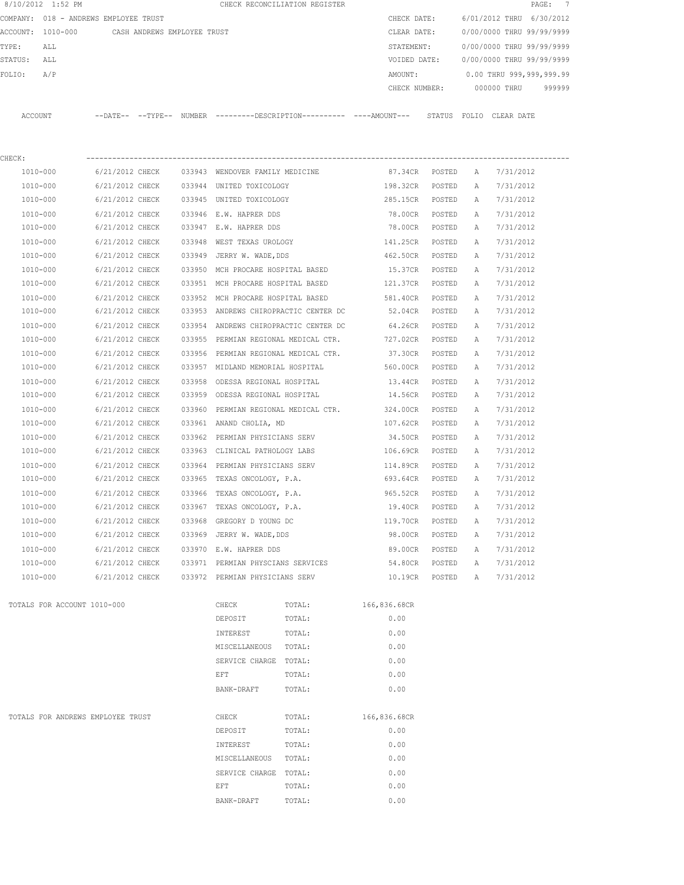8/10/2012 1:52 PM CHECK RECONCILIATION REGISTER

COMPANY: 018 - ANDREWS EMPLOYEE TRUST

ACCOUNT: 1010-000 CASH ANDREWS EMPLOYEE TRUST

TYPE: ALL

STATUS: ALL

FOLIO: A/P

CHECK DATE: 6/01/2012 THRU 6/30/2012

CLEAR DATE: 0/00/0000 THRU 99/99/9999

STATEMENT: 0/00/0000 THRU 99/99/9999

VOIDED DATE: 0/00/0000 THRU 99/99/9999

AMOUNT: 0.00 THRU 999,999,999.99

CHECK NUMBER: 000000 THRU 999999

CHECK:

| ACCOUNT | --DATE-- | --TYPE-- | NUMBER | ---------DESCRIPTION---------- | ----AMOUNT--- | STATUS | FOLIO | CLEAR DATE |
|---|---|---|---|---|---|---|---|---|
| 1010-000 | 6/21/2012 | CHECK | 033943 | WENDOVER FAMILY MEDICINE | 87.34CR | POSTED | A | 7/31/2012 |
| 1010-000 | 6/21/2012 | CHECK | 033944 | UNITED TOXICOLOGY | 198.32CR | POSTED | A | 7/31/2012 |
| 1010-000 | 6/21/2012 | CHECK | 033945 | UNITED TOXICOLOGY | 285.15CR | POSTED | A | 7/31/2012 |
| 1010-000 | 6/21/2012 | CHECK | 033946 | E.W. HAPRER DDS | 78.00CR | POSTED | A | 7/31/2012 |
| 1010-000 | 6/21/2012 | CHECK | 033947 | E.W. HAPRER DDS | 78.00CR | POSTED | A | 7/31/2012 |
| 1010-000 | 6/21/2012 | CHECK | 033948 | WEST TEXAS UROLOGY | 141.25CR | POSTED | A | 7/31/2012 |
| 1010-000 | 6/21/2012 | CHECK | 033949 | JERRY W. WADE,DDS | 462.50CR | POSTED | A | 7/31/2012 |
| 1010-000 | 6/21/2012 | CHECK | 033950 | MCH PROCARE HOSPITAL BASED | 15.37CR | POSTED | A | 7/31/2012 |
| 1010-000 | 6/21/2012 | CHECK | 033951 | MCH PROCARE HOSPITAL BASED | 121.37CR | POSTED | A | 7/31/2012 |
| 1010-000 | 6/21/2012 | CHECK | 033952 | MCH PROCARE HOSPITAL BASED | 581.40CR | POSTED | A | 7/31/2012 |
| 1010-000 | 6/21/2012 | CHECK | 033953 | ANDREWS CHIROPRACTIC CENTER DC | 52.04CR | POSTED | A | 7/31/2012 |
| 1010-000 | 6/21/2012 | CHECK | 033954 | ANDREWS CHIROPRACTIC CENTER DC | 64.26CR | POSTED | A | 7/31/2012 |
| 1010-000 | 6/21/2012 | CHECK | 033955 | PERMIAN REGIONAL MEDICAL CTR. | 727.02CR | POSTED | A | 7/31/2012 |
| 1010-000 | 6/21/2012 | CHECK | 033956 | PERMIAN REGIONAL MEDICAL CTR. | 37.30CR | POSTED | A | 7/31/2012 |
| 1010-000 | 6/21/2012 | CHECK | 033957 | MIDLAND MEMORIAL HOSPITAL | 560.00CR | POSTED | A | 7/31/2012 |
| 1010-000 | 6/21/2012 | CHECK | 033958 | ODESSA REGIONAL HOSPITAL | 13.44CR | POSTED | A | 7/31/2012 |
| 1010-000 | 6/21/2012 | CHECK | 033959 | ODESSA REGIONAL HOSPITAL | 14.56CR | POSTED | A | 7/31/2012 |
| 1010-000 | 6/21/2012 | CHECK | 033960 | PERMIAN REGIONAL MEDICAL CTR. | 324.00CR | POSTED | A | 7/31/2012 |
| 1010-000 | 6/21/2012 | CHECK | 033961 | ANAND CHOLIA, MD | 107.62CR | POSTED | A | 7/31/2012 |
| 1010-000 | 6/21/2012 | CHECK | 033962 | PERMIAN PHYSICIANS SERV | 34.50CR | POSTED | A | 7/31/2012 |
| 1010-000 | 6/21/2012 | CHECK | 033963 | CLINICAL PATHOLOGY LABS | 106.69CR | POSTED | A | 7/31/2012 |
| 1010-000 | 6/21/2012 | CHECK | 033964 | PERMIAN PHYSICIANS SERV | 114.89CR | POSTED | A | 7/31/2012 |
| 1010-000 | 6/21/2012 | CHECK | 033965 | TEXAS ONCOLOGY, P.A. | 693.64CR | POSTED | A | 7/31/2012 |
| 1010-000 | 6/21/2012 | CHECK | 033966 | TEXAS ONCOLOGY, P.A. | 965.52CR | POSTED | A | 7/31/2012 |
| 1010-000 | 6/21/2012 | CHECK | 033967 | TEXAS ONCOLOGY, P.A. | 19.40CR | POSTED | A | 7/31/2012 |
| 1010-000 | 6/21/2012 | CHECK | 033968 | GREGORY D YOUNG DC | 119.70CR | POSTED | A | 7/31/2012 |
| 1010-000 | 6/21/2012 | CHECK | 033969 | JERRY W. WADE,DDS | 98.00CR | POSTED | A | 7/31/2012 |
| 1010-000 | 6/21/2012 | CHECK | 033970 | E.W. HAPRER DDS | 89.00CR | POSTED | A | 7/31/2012 |
| 1010-000 | 6/21/2012 | CHECK | 033971 | PERMIAN PHYSCIANS SERVICES | 54.80CR | POSTED | A | 7/31/2012 |
| 1010-000 | 6/21/2012 | CHECK | 033972 | PERMIAN PHYSICIANS SERV | 10.19CR | POSTED | A | 7/31/2012 |

| TOTALS FOR ACCOUNT 1010-000 | | | |
|---|---|---|---|
| | CHECK | TOTAL: | 166,836.68CR |
| | DEPOSIT | TOTAL: | 0.00 |
| | INTEREST | TOTAL: | 0.00 |
| | MISCELLANEOUS | TOTAL: | 0.00 |
| | SERVICE CHARGE | TOTAL: | 0.00 |
| | EFT | TOTAL: | 0.00 |
| | BANK-DRAFT | TOTAL: | 0.00 |

| TOTALS FOR ANDREWS EMPLOYEE TRUST | | | |
|---|---|---|---|
| | CHECK | TOTAL: | 166,836.68CR |
| | DEPOSIT | TOTAL: | 0.00 |
| | INTEREST | TOTAL: | 0.00 |
| | MISCELLANEOUS | TOTAL: | 0.00 |
| | SERVICE CHARGE | TOTAL: | 0.00 |
| | EFT | TOTAL: | 0.00 |
| | BANK-DRAFT | TOTAL: | 0.00 |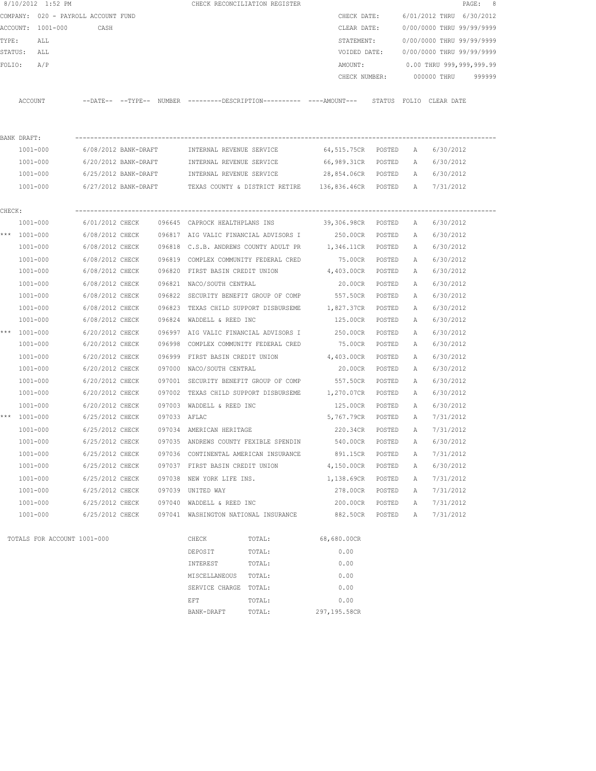8/10/2012 1:52 PM CHECK RECONCILIATION REGISTER

COMPANY: 020 - PAYROLL ACCOUNT FUND
ACCOUNT: 1001-000 CASH
TYPE: ALL
STATUS: ALL
FOLIO: A/P

CHECK DATE: 6/01/2012 THRU 6/30/2012
CLEAR DATE: 0/00/0000 THRU 99/99/9999
STATEMENT: 0/00/0000 THRU 99/99/9999
VOIDED DATE: 0/00/0000 THRU 99/99/9999
AMOUNT: 0.00 THRU 999,999,999.99
CHECK NUMBER: 000000 THRU 999999

| | ACCOUNT | --DATE-- | --TYPE-- | NUMBER | ---------DESCRIPTION---------- | ----AMOUNT--- | STATUS | FOLIO | CLEAR DATE |
|---|---|---|---|---|---|---|---|---|---|
| BANK DRAFT: | | | | | | | | | |
| | 1001-000 | 6/08/2012 | BANK-DRAFT | | INTERNAL REVENUE SERVICE | 64,515.75CR | POSTED | A | 6/30/2012 |
| | 1001-000 | 6/20/2012 | BANK-DRAFT | | INTERNAL REVENUE SERVICE | 66,989.31CR | POSTED | A | 6/30/2012 |
| | 1001-000 | 6/25/2012 | BANK-DRAFT | | INTERNAL REVENUE SERVICE | 28,854.06CR | POSTED | A | 6/30/2012 |
| | 1001-000 | 6/27/2012 | BANK-DRAFT | | TEXAS COUNTY & DISTRICT RETIRE | 136,836.46CR | POSTED | A | 7/31/2012 |
| CHECK: | | | | | | | | | |
| | 1001-000 | 6/01/2012 | CHECK | 096645 | CAPROCK HEALTHPLANS INS | 39,306.98CR | POSTED | A | 6/30/2012 |
| *** | 1001-000 | 6/08/2012 | CHECK | 096817 | AIG VALIC FINANCIAL ADVISORS I | 250.00CR | POSTED | A | 6/30/2012 |
| | 1001-000 | 6/08/2012 | CHECK | 096818 | C.S.B. ANDREWS COUNTY ADULT PR | 1,346.11CR | POSTED | A | 6/30/2012 |
| | 1001-000 | 6/08/2012 | CHECK | 096819 | COMPLEX COMMUNITY FEDERAL CRED | 75.00CR | POSTED | A | 6/30/2012 |
| | 1001-000 | 6/08/2012 | CHECK | 096820 | FIRST BASIN CREDIT UNION | 4,403.00CR | POSTED | A | 6/30/2012 |
| | 1001-000 | 6/08/2012 | CHECK | 096821 | NACO/SOUTH CENTRAL | 20.00CR | POSTED | A | 6/30/2012 |
| | 1001-000 | 6/08/2012 | CHECK | 096822 | SECURITY BENEFIT GROUP OF COMP | 557.50CR | POSTED | A | 6/30/2012 |
| | 1001-000 | 6/08/2012 | CHECK | 096823 | TEXAS CHILD SUPPORT DISBURSEME | 1,827.37CR | POSTED | A | 6/30/2012 |
| | 1001-000 | 6/08/2012 | CHECK | 096824 | WADDELL & REED INC | 125.00CR | POSTED | A | 6/30/2012 |
| *** | 1001-000 | 6/20/2012 | CHECK | 096997 | AIG VALIC FINANCIAL ADVISORS I | 250.00CR | POSTED | A | 6/30/2012 |
| | 1001-000 | 6/20/2012 | CHECK | 096998 | COMPLEX COMMUNITY FEDERAL CRED | 75.00CR | POSTED | A | 6/30/2012 |
| | 1001-000 | 6/20/2012 | CHECK | 096999 | FIRST BASIN CREDIT UNION | 4,403.00CR | POSTED | A | 6/30/2012 |
| | 1001-000 | 6/20/2012 | CHECK | 097000 | NACO/SOUTH CENTRAL | 20.00CR | POSTED | A | 6/30/2012 |
| | 1001-000 | 6/20/2012 | CHECK | 097001 | SECURITY BENEFIT GROUP OF COMP | 557.50CR | POSTED | A | 6/30/2012 |
| | 1001-000 | 6/20/2012 | CHECK | 097002 | TEXAS CHILD SUPPORT DISBURSEME | 1,270.07CR | POSTED | A | 6/30/2012 |
| | 1001-000 | 6/20/2012 | CHECK | 097003 | WADDELL & REED INC | 125.00CR | POSTED | A | 6/30/2012 |
| *** | 1001-000 | 6/25/2012 | CHECK | 097033 | AFLAC | 5,767.79CR | POSTED | A | 7/31/2012 |
| | 1001-000 | 6/25/2012 | CHECK | 097034 | AMERICAN HERITAGE | 220.34CR | POSTED | A | 7/31/2012 |
| | 1001-000 | 6/25/2012 | CHECK | 097035 | ANDREWS COUNTY FEXIBLE SPENDIN | 540.00CR | POSTED | A | 6/30/2012 |
| | 1001-000 | 6/25/2012 | CHECK | 097036 | CONTINENTAL AMERICAN INSURANCE | 891.15CR | POSTED | A | 7/31/2012 |
| | 1001-000 | 6/25/2012 | CHECK | 097037 | FIRST BASIN CREDIT UNION | 4,150.00CR | POSTED | A | 6/30/2012 |
| | 1001-000 | 6/25/2012 | CHECK | 097038 | NEW YORK LIFE INS. | 1,138.69CR | POSTED | A | 7/31/2012 |
| | 1001-000 | 6/25/2012 | CHECK | 097039 | UNITED WAY | 278.00CR | POSTED | A | 7/31/2012 |
| | 1001-000 | 6/25/2012 | CHECK | 097040 | WADDELL & REED INC | 200.00CR | POSTED | A | 7/31/2012 |
| | 1001-000 | 6/25/2012 | CHECK | 097041 | WASHINGTON NATIONAL INSURANCE | 882.50CR | POSTED | A | 7/31/2012 |

TOTALS FOR ACCOUNT 1001-000

| | | |
|---|---|---|
| CHECK | TOTAL: | 68,680.00CR |
| DEPOSIT | TOTAL: | 0.00 |
| INTEREST | TOTAL: | 0.00 |
| MISCELLANEOUS | TOTAL: | 0.00 |
| SERVICE CHARGE | TOTAL: | 0.00 |
| EFT | TOTAL: | 0.00 |
| BANK-DRAFT | TOTAL: | 297,195.58CR |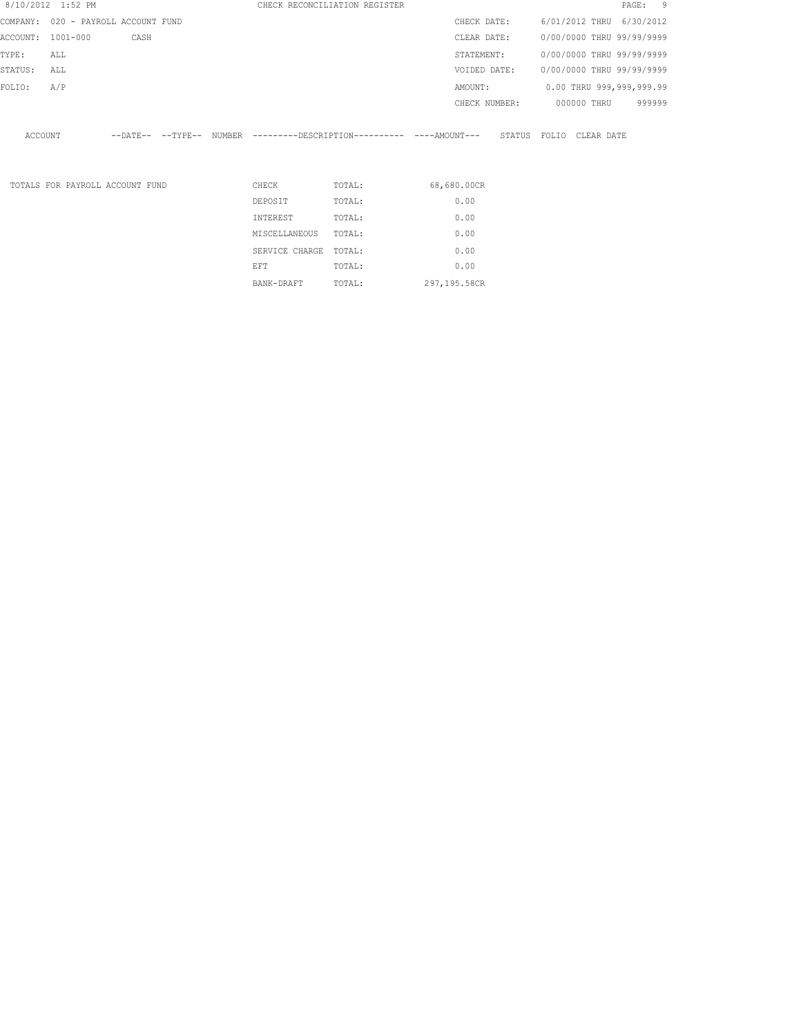8/10/2012 1:52 PM CHECK RECONCILIATION REGISTER

| | | | |
|---|---|---|---|
| COMPANY: | 020 - PAYROLL ACCOUNT FUND | CHECK DATE: | 6/01/2012 THRU 6/30/2012 |
| ACCOUNT: | 1001-000 CASH | CLEAR DATE: | 0/00/0000 THRU 99/99/9999 |
| TYPE: | ALL | STATEMENT: | 0/00/0000 THRU 99/99/9999 |
| STATUS: | ALL | VOIDED DATE: | 0/00/0000 THRU 99/99/9999 |
| FOLIO: | A/P | AMOUNT: | 0.00 THRU 999,999,999.99 |
| | | CHECK NUMBER: | 000000 THRU 999999 |

| ACCOUNT | --DATE-- | --TYPE-- | NUMBER | ---------DESCRIPTION---------- | ----AMOUNT--- | STATUS | FOLIO | CLEAR DATE |
|---|---|---|---|---|---|---|---|---|

| TOTALS FOR PAYROLL ACCOUNT FUND | | | |
|---|---|---|---|
| | CHECK | TOTAL: | 68,680.00CR |
| | DEPOSIT | TOTAL: | 0.00 |
| | INTEREST | TOTAL: | 0.00 |
| | MISCELLANEOUS | TOTAL: | 0.00 |
| | SERVICE CHARGE | TOTAL: | 0.00 |
| | EFT | TOTAL: | 0.00 |
| | BANK-DRAFT | TOTAL: | 297,195.58CR |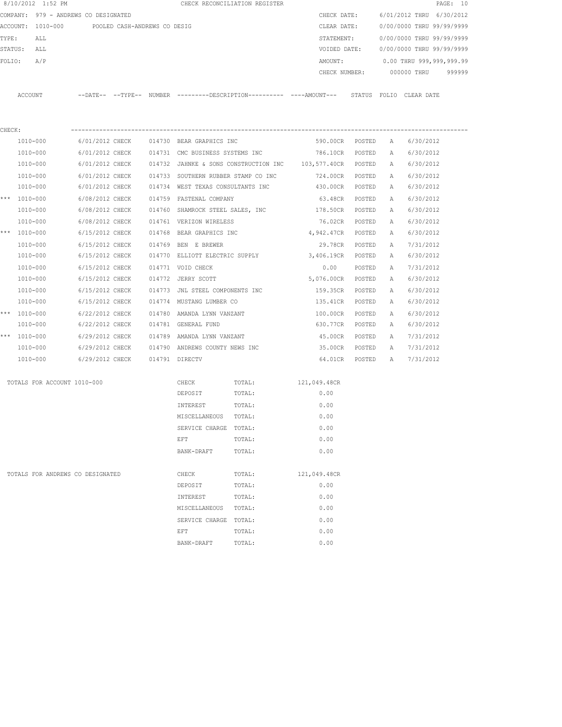8/10/2012 1:52 PM CHECK RECONCILIATION REGISTER

COMPANY: 979 - ANDREWS CO DESIGNATED
ACCOUNT: 1010-000 POOLED CASH-ANDREWS CO DESIG
TYPE: ALL
STATUS: ALL
FOLIO: A/P

CHECK DATE: 6/01/2012 THRU 6/30/2012
CLEAR DATE: 0/00/0000 THRU 99/99/9999
STATEMENT: 0/00/0000 THRU 99/99/9999
VOIDED DATE: 0/00/0000 THRU 99/99/9999
AMOUNT: 0.00 THRU 999,999,999.99
CHECK NUMBER: 000000 THRU 999999

CHECK:

| | ACCOUNT | --DATE-- | --TYPE-- | NUMBER | ---------DESCRIPTION---------- | ----AMOUNT--- | STATUS | FOLIO | CLEAR DATE |
|---|---|---|---|---|---|---|---|---|---|
| | 1010-000 | 6/01/2012 | CHECK | 014730 | BEAR GRAPHICS INC | 590.00CR | POSTED | A | 6/30/2012 |
| | 1010-000 | 6/01/2012 | CHECK | 014731 | CMC BUSINESS SYSTEMS INC | 786.10CR | POSTED | A | 6/30/2012 |
| | 1010-000 | 6/01/2012 | CHECK | 014732 | JAHNKE & SONS CONSTRUCTION INC | 103,577.40CR | POSTED | A | 6/30/2012 |
| | 1010-000 | 6/01/2012 | CHECK | 014733 | SOUTHERN RUBBER STAMP CO INC | 724.00CR | POSTED | A | 6/30/2012 |
| | 1010-000 | 6/01/2012 | CHECK | 014734 | WEST TEXAS CONSULTANTS INC | 430.00CR | POSTED | A | 6/30/2012 |
| *** | 1010-000 | 6/08/2012 | CHECK | 014759 | FASTENAL COMPANY | 63.48CR | POSTED | A | 6/30/2012 |
| | 1010-000 | 6/08/2012 | CHECK | 014760 | SHAMROCK STEEL SALES, INC | 178.50CR | POSTED | A | 6/30/2012 |
| | 1010-000 | 6/08/2012 | CHECK | 014761 | VERIZON WIRELESS | 76.02CR | POSTED | A | 6/30/2012 |
| *** | 1010-000 | 6/15/2012 | CHECK | 014768 | BEAR GRAPHICS INC | 4,942.47CR | POSTED | A | 6/30/2012 |
| | 1010-000 | 6/15/2012 | CHECK | 014769 | BEN E BREWER | 29.78CR | POSTED | A | 7/31/2012 |
| | 1010-000 | 6/15/2012 | CHECK | 014770 | ELLIOTT ELECTRIC SUPPLY | 3,406.19CR | POSTED | A | 6/30/2012 |
| | 1010-000 | 6/15/2012 | CHECK | 014771 | VOID CHECK | 0.00 | POSTED | A | 7/31/2012 |
| | 1010-000 | 6/15/2012 | CHECK | 014772 | JERRY SCOTT | 5,076.00CR | POSTED | A | 6/30/2012 |
| | 1010-000 | 6/15/2012 | CHECK | 014773 | JNL STEEL COMPONENTS INC | 159.35CR | POSTED | A | 6/30/2012 |
| | 1010-000 | 6/15/2012 | CHECK | 014774 | MUSTANG LUMBER CO | 135.41CR | POSTED | A | 6/30/2012 |
| *** | 1010-000 | 6/22/2012 | CHECK | 014780 | AMANDA LYNN VANZANT | 100.00CR | POSTED | A | 6/30/2012 |
| | 1010-000 | 6/22/2012 | CHECK | 014781 | GENERAL FUND | 630.77CR | POSTED | A | 6/30/2012 |
| *** | 1010-000 | 6/29/2012 | CHECK | 014789 | AMANDA LYNN VANZANT | 45.00CR | POSTED | A | 7/31/2012 |
| | 1010-000 | 6/29/2012 | CHECK | 014790 | ANDREWS COUNTY NEWS INC | 35.00CR | POSTED | A | 7/31/2012 |
| | 1010-000 | 6/29/2012 | CHECK | 014791 | DIRECTV | 64.01CR | POSTED | A | 7/31/2012 |

| TOTALS FOR ACCOUNT 1010-000 | | | |
|---|---|---|---|
| | CHECK | TOTAL: | 121,049.48CR |
| | DEPOSIT | TOTAL: | 0.00 |
| | INTEREST | TOTAL: | 0.00 |
| | MISCELLANEOUS | TOTAL: | 0.00 |
| | SERVICE CHARGE | TOTAL: | 0.00 |
| | EFT | TOTAL: | 0.00 |
| | BANK-DRAFT | TOTAL: | 0.00 |

| TOTALS FOR ANDREWS CO DESIGNATED | | | |
|---|---|---|---|
| | CHECK | TOTAL: | 121,049.48CR |
| | DEPOSIT | TOTAL: | 0.00 |
| | INTEREST | TOTAL: | 0.00 |
| | MISCELLANEOUS | TOTAL: | 0.00 |
| | SERVICE CHARGE | TOTAL: | 0.00 |
| | EFT | TOTAL: | 0.00 |
| | BANK-DRAFT | TOTAL: | 0.00 |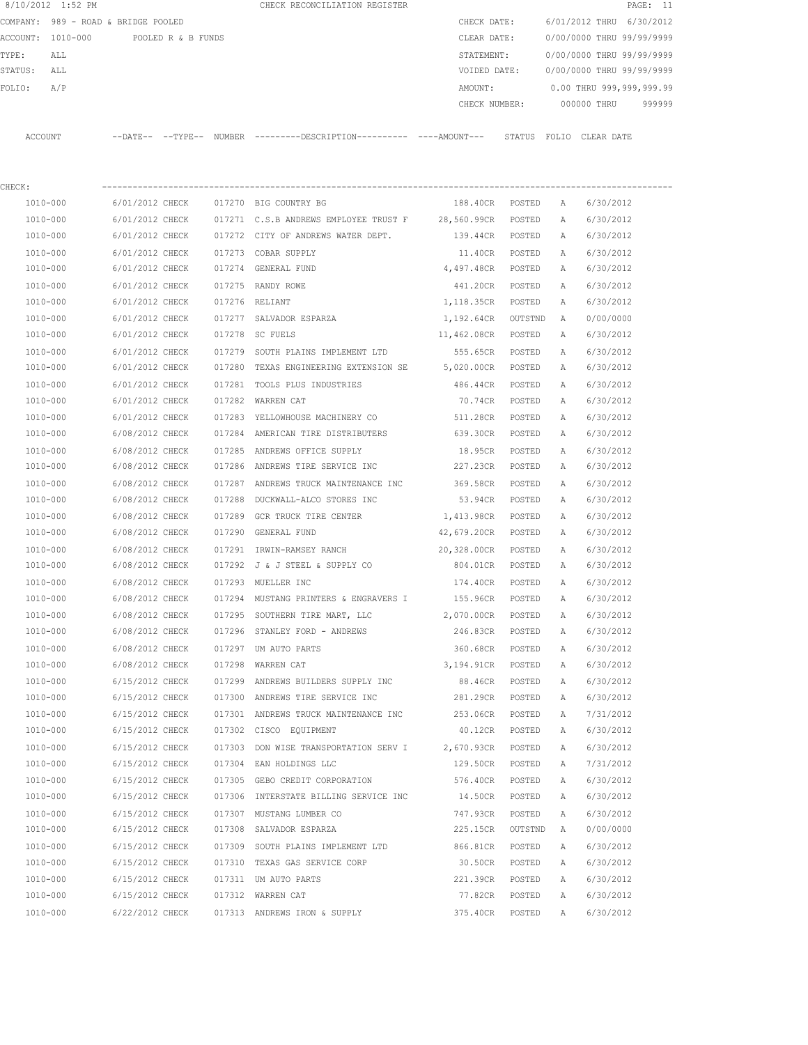8/10/2012 1:52 PM CHECK RECONCILIATION REGISTER

COMPANY: 989 - ROAD & BRIDGE POOLED
ACCOUNT: 1010-000 POOLED R & B FUNDS
TYPE: ALL
STATUS: ALL
FOLIO: A/P

CHECK DATE: 6/01/2012 THRU 6/30/2012
CLEAR DATE: 0/00/0000 THRU 99/99/9999
STATEMENT: 0/00/0000 THRU 99/99/9999
VOIDED DATE: 0/00/0000 THRU 99/99/9999
AMOUNT: 0.00 THRU 999,999,999.99
CHECK NUMBER: 000000 THRU 999999

CHECK:

| ACCOUNT | DATE | TYPE | NUMBER | DESCRIPTION | AMOUNT | STATUS | FOLIO | CLEAR DATE |
|---|---|---|---|---|---|---|---|---|
| 1010-000 | 6/01/2012 | CHECK | 017270 | BIG COUNTRY BG | 188.40CR | POSTED | A | 6/30/2012 |
| 1010-000 | 6/01/2012 | CHECK | 017271 | C.S.B ANDREWS EMPLOYEE TRUST F | 28,560.99CR | POSTED | A | 6/30/2012 |
| 1010-000 | 6/01/2012 | CHECK | 017272 | CITY OF ANDREWS WATER DEPT. | 139.44CR | POSTED | A | 6/30/2012 |
| 1010-000 | 6/01/2012 | CHECK | 017273 | COBAR SUPPLY | 11.40CR | POSTED | A | 6/30/2012 |
| 1010-000 | 6/01/2012 | CHECK | 017274 | GENERAL FUND | 4,497.48CR | POSTED | A | 6/30/2012 |
| 1010-000 | 6/01/2012 | CHECK | 017275 | RANDY ROWE | 441.20CR | POSTED | A | 6/30/2012 |
| 1010-000 | 6/01/2012 | CHECK | 017276 | RELIANT | 1,118.35CR | POSTED | A | 6/30/2012 |
| 1010-000 | 6/01/2012 | CHECK | 017277 | SALVADOR ESPARZA | 1,192.64CR | OUTSTND | A | 0/00/0000 |
| 1010-000 | 6/01/2012 | CHECK | 017278 | SC FUELS | 11,462.08CR | POSTED | A | 6/30/2012 |
| 1010-000 | 6/01/2012 | CHECK | 017279 | SOUTH PLAINS IMPLEMENT LTD | 555.65CR | POSTED | A | 6/30/2012 |
| 1010-000 | 6/01/2012 | CHECK | 017280 | TEXAS ENGINEERING EXTENSION SE | 5,020.00CR | POSTED | A | 6/30/2012 |
| 1010-000 | 6/01/2012 | CHECK | 017281 | TOOLS PLUS INDUSTRIES | 486.44CR | POSTED | A | 6/30/2012 |
| 1010-000 | 6/01/2012 | CHECK | 017282 | WARREN CAT | 70.74CR | POSTED | A | 6/30/2012 |
| 1010-000 | 6/01/2012 | CHECK | 017283 | YELLOWHOUSE MACHINERY CO | 511.28CR | POSTED | A | 6/30/2012 |
| 1010-000 | 6/08/2012 | CHECK | 017284 | AMERICAN TIRE DISTRIBUTERS | 639.30CR | POSTED | A | 6/30/2012 |
| 1010-000 | 6/08/2012 | CHECK | 017285 | ANDREWS OFFICE SUPPLY | 18.95CR | POSTED | A | 6/30/2012 |
| 1010-000 | 6/08/2012 | CHECK | 017286 | ANDREWS TIRE SERVICE INC | 227.23CR | POSTED | A | 6/30/2012 |
| 1010-000 | 6/08/2012 | CHECK | 017287 | ANDREWS TRUCK MAINTENANCE INC | 369.58CR | POSTED | A | 6/30/2012 |
| 1010-000 | 6/08/2012 | CHECK | 017288 | DUCKWALL-ALCO STORES INC | 53.94CR | POSTED | A | 6/30/2012 |
| 1010-000 | 6/08/2012 | CHECK | 017289 | GCR TRUCK TIRE CENTER | 1,413.98CR | POSTED | A | 6/30/2012 |
| 1010-000 | 6/08/2012 | CHECK | 017290 | GENERAL FUND | 42,679.20CR | POSTED | A | 6/30/2012 |
| 1010-000 | 6/08/2012 | CHECK | 017291 | IRWIN-RAMSEY RANCH | 20,328.00CR | POSTED | A | 6/30/2012 |
| 1010-000 | 6/08/2012 | CHECK | 017292 | J & J STEEL & SUPPLY CO | 804.01CR | POSTED | A | 6/30/2012 |
| 1010-000 | 6/08/2012 | CHECK | 017293 | MUELLER INC | 174.40CR | POSTED | A | 6/30/2012 |
| 1010-000 | 6/08/2012 | CHECK | 017294 | MUSTANG PRINTERS & ENGRAVERS I | 155.96CR | POSTED | A | 6/30/2012 |
| 1010-000 | 6/08/2012 | CHECK | 017295 | SOUTHERN TIRE MART, LLC | 2,070.00CR | POSTED | A | 6/30/2012 |
| 1010-000 | 6/08/2012 | CHECK | 017296 | STANLEY FORD - ANDREWS | 246.83CR | POSTED | A | 6/30/2012 |
| 1010-000 | 6/08/2012 | CHECK | 017297 | UM AUTO PARTS | 360.68CR | POSTED | A | 6/30/2012 |
| 1010-000 | 6/08/2012 | CHECK | 017298 | WARREN CAT | 3,194.91CR | POSTED | A | 6/30/2012 |
| 1010-000 | 6/15/2012 | CHECK | 017299 | ANDREWS BUILDERS SUPPLY INC | 88.46CR | POSTED | A | 6/30/2012 |
| 1010-000 | 6/15/2012 | CHECK | 017300 | ANDREWS TIRE SERVICE INC | 281.29CR | POSTED | A | 6/30/2012 |
| 1010-000 | 6/15/2012 | CHECK | 017301 | ANDREWS TRUCK MAINTENANCE INC | 253.06CR | POSTED | A | 7/31/2012 |
| 1010-000 | 6/15/2012 | CHECK | 017302 | CISCO EQUIPMENT | 40.12CR | POSTED | A | 6/30/2012 |
| 1010-000 | 6/15/2012 | CHECK | 017303 | DON WISE TRANSPORTATION SERV I | 2,670.93CR | POSTED | A | 6/30/2012 |
| 1010-000 | 6/15/2012 | CHECK | 017304 | EAN HOLDINGS LLC | 129.50CR | POSTED | A | 7/31/2012 |
| 1010-000 | 6/15/2012 | CHECK | 017305 | GEBO CREDIT CORPORATION | 576.40CR | POSTED | A | 6/30/2012 |
| 1010-000 | 6/15/2012 | CHECK | 017306 | INTERSTATE BILLING SERVICE INC | 14.50CR | POSTED | A | 6/30/2012 |
| 1010-000 | 6/15/2012 | CHECK | 017307 | MUSTANG LUMBER CO | 747.93CR | POSTED | A | 6/30/2012 |
| 1010-000 | 6/15/2012 | CHECK | 017308 | SALVADOR ESPARZA | 225.15CR | OUTSTND | A | 0/00/0000 |
| 1010-000 | 6/15/2012 | CHECK | 017309 | SOUTH PLAINS IMPLEMENT LTD | 866.81CR | POSTED | A | 6/30/2012 |
| 1010-000 | 6/15/2012 | CHECK | 017310 | TEXAS GAS SERVICE CORP | 30.50CR | POSTED | A | 6/30/2012 |
| 1010-000 | 6/15/2012 | CHECK | 017311 | UM AUTO PARTS | 221.39CR | POSTED | A | 6/30/2012 |
| 1010-000 | 6/15/2012 | CHECK | 017312 | WARREN CAT | 77.82CR | POSTED | A | 6/30/2012 |
| 1010-000 | 6/22/2012 | CHECK | 017313 | ANDREWS IRON & SUPPLY | 375.40CR | POSTED | A | 6/30/2012 |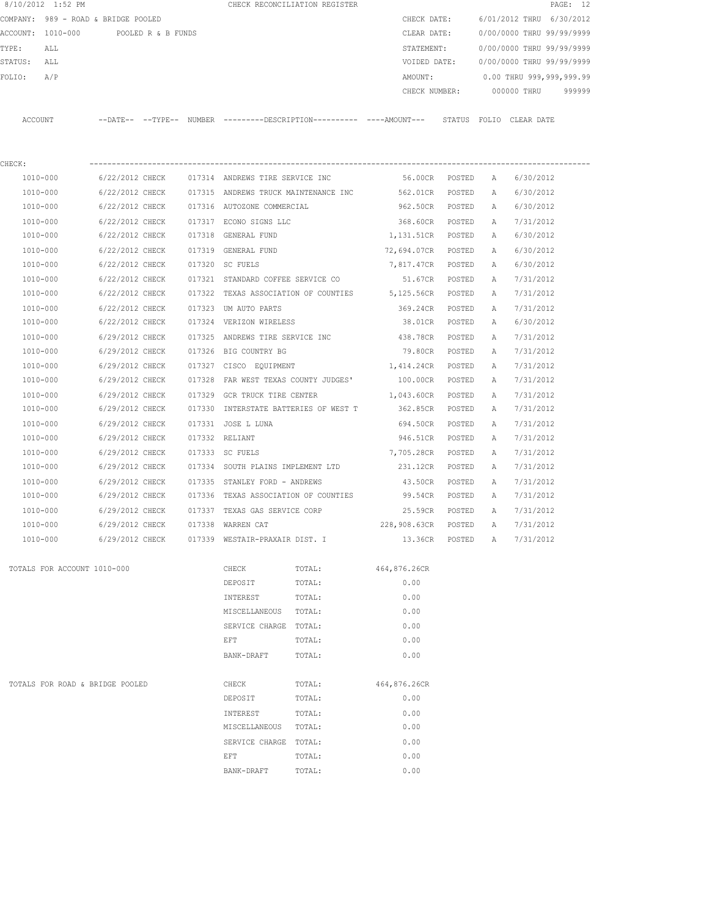8/10/2012 1:52 PM CHECK RECONCILIATION REGISTER

COMPANY: 989 - ROAD & BRIDGE POOLED

ACCOUNT: 1010-000 POOLED R & B FUNDS

TYPE: ALL

STATUS: ALL

FOLIO: A/P

CHECK DATE: 6/01/2012 THRU 6/30/2012
CLEAR DATE: 0/00/0000 THRU 99/99/9999
STATEMENT: 0/00/0000 THRU 99/99/9999
VOIDED DATE: 0/00/0000 THRU 99/99/9999
AMOUNT: 0.00 THRU 999,999,999.99
CHECK NUMBER: 000000 THRU 999999

CHECK:

| ACCOUNT | --DATE-- | --TYPE-- | NUMBER | ---------DESCRIPTION---------- | ----AMOUNT--- | STATUS | FOLIO | CLEAR DATE |
|---|---|---|---|---|---|---|---|---|
| 1010-000 | 6/22/2012 | CHECK | 017314 | ANDREWS TIRE SERVICE INC | 56.00CR | POSTED | A | 6/30/2012 |
| 1010-000 | 6/22/2012 | CHECK | 017315 | ANDREWS TRUCK MAINTENANCE INC | 562.01CR | POSTED | A | 6/30/2012 |
| 1010-000 | 6/22/2012 | CHECK | 017316 | AUTOZONE COMMERCIAL | 962.50CR | POSTED | A | 6/30/2012 |
| 1010-000 | 6/22/2012 | CHECK | 017317 | ECONO SIGNS LLC | 368.60CR | POSTED | A | 7/31/2012 |
| 1010-000 | 6/22/2012 | CHECK | 017318 | GENERAL FUND | 1,131.51CR | POSTED | A | 6/30/2012 |
| 1010-000 | 6/22/2012 | CHECK | 017319 | GENERAL FUND | 72,694.07CR | POSTED | A | 6/30/2012 |
| 1010-000 | 6/22/2012 | CHECK | 017320 | SC FUELS | 7,817.47CR | POSTED | A | 6/30/2012 |
| 1010-000 | 6/22/2012 | CHECK | 017321 | STANDARD COFFEE SERVICE CO | 51.67CR | POSTED | A | 7/31/2012 |
| 1010-000 | 6/22/2012 | CHECK | 017322 | TEXAS ASSOCIATION OF COUNTIES | 5,125.56CR | POSTED | A | 7/31/2012 |
| 1010-000 | 6/22/2012 | CHECK | 017323 | UM AUTO PARTS | 369.24CR | POSTED | A | 7/31/2012 |
| 1010-000 | 6/22/2012 | CHECK | 017324 | VERIZON WIRELESS | 38.01CR | POSTED | A | 6/30/2012 |
| 1010-000 | 6/29/2012 | CHECK | 017325 | ANDREWS TIRE SERVICE INC | 438.78CR | POSTED | A | 7/31/2012 |
| 1010-000 | 6/29/2012 | CHECK | 017326 | BIG COUNTRY BG | 79.80CR | POSTED | A | 7/31/2012 |
| 1010-000 | 6/29/2012 | CHECK | 017327 | CISCO EQUIPMENT | 1,414.24CR | POSTED | A | 7/31/2012 |
| 1010-000 | 6/29/2012 | CHECK | 017328 | FAR WEST TEXAS COUNTY JUDGES' | 100.00CR | POSTED | A | 7/31/2012 |
| 1010-000 | 6/29/2012 | CHECK | 017329 | GCR TRUCK TIRE CENTER | 1,043.60CR | POSTED | A | 7/31/2012 |
| 1010-000 | 6/29/2012 | CHECK | 017330 | INTERSTATE BATTERIES OF WEST T | 362.85CR | POSTED | A | 7/31/2012 |
| 1010-000 | 6/29/2012 | CHECK | 017331 | JOSE L LUNA | 694.50CR | POSTED | A | 7/31/2012 |
| 1010-000 | 6/29/2012 | CHECK | 017332 | RELIANT | 946.51CR | POSTED | A | 7/31/2012 |
| 1010-000 | 6/29/2012 | CHECK | 017333 | SC FUELS | 7,705.28CR | POSTED | A | 7/31/2012 |
| 1010-000 | 6/29/2012 | CHECK | 017334 | SOUTH PLAINS IMPLEMENT LTD | 231.12CR | POSTED | A | 7/31/2012 |
| 1010-000 | 6/29/2012 | CHECK | 017335 | STANLEY FORD - ANDREWS | 43.50CR | POSTED | A | 7/31/2012 |
| 1010-000 | 6/29/2012 | CHECK | 017336 | TEXAS ASSOCIATION OF COUNTIES | 99.54CR | POSTED | A | 7/31/2012 |
| 1010-000 | 6/29/2012 | CHECK | 017337 | TEXAS GAS SERVICE CORP | 25.59CR | POSTED | A | 7/31/2012 |
| 1010-000 | 6/29/2012 | CHECK | 017338 | WARREN CAT | 228,908.63CR | POSTED | A | 7/31/2012 |
| 1010-000 | 6/29/2012 | CHECK | 017339 | WESTAIR-PRAXAIR DIST. I | 13.36CR | POSTED | A | 7/31/2012 |

TOTALS FOR ACCOUNT 1010-000

| TYPE | | AMOUNT |
|---|---|---|
| CHECK | TOTAL: | 464,876.26CR |
| DEPOSIT | TOTAL: | 0.00 |
| INTEREST | TOTAL: | 0.00 |
| MISCELLANEOUS | TOTAL: | 0.00 |
| SERVICE CHARGE | TOTAL: | 0.00 |
| EFT | TOTAL: | 0.00 |
| BANK-DRAFT | TOTAL: | 0.00 |

TOTALS FOR ROAD & BRIDGE POOLED

| TYPE | | AMOUNT |
|---|---|---|
| CHECK | TOTAL: | 464,876.26CR |
| DEPOSIT | TOTAL: | 0.00 |
| INTEREST | TOTAL: | 0.00 |
| MISCELLANEOUS | TOTAL: | 0.00 |
| SERVICE CHARGE | TOTAL: | 0.00 |
| EFT | TOTAL: | 0.00 |
| BANK-DRAFT | TOTAL: | 0.00 |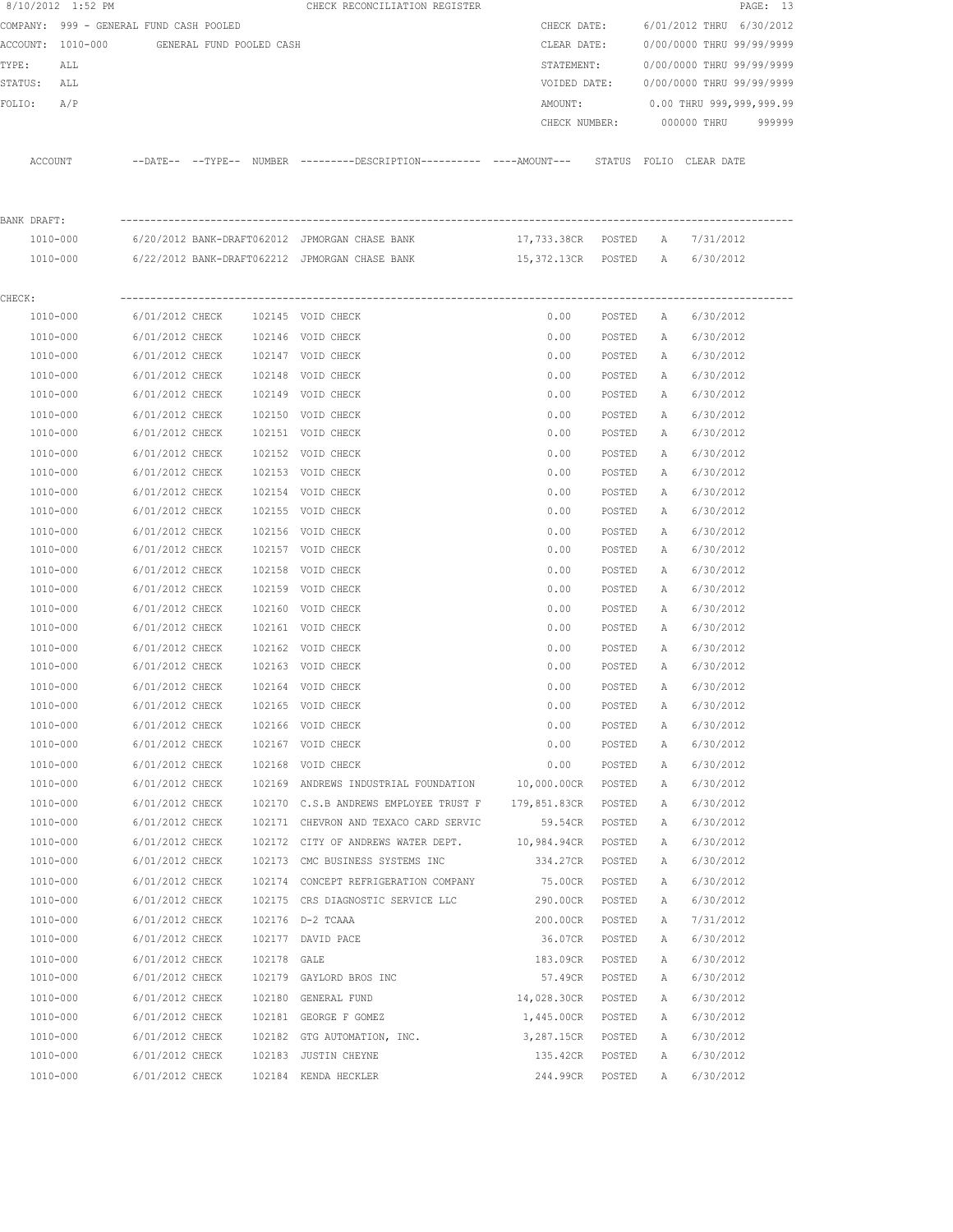8/10/2012 1:52 PM CHECK RECONCILIATION REGISTER

COMPANY: 999 - GENERAL FUND CASH POOLED
ACCOUNT: 1010-000 GENERAL FUND POOLED CASH
TYPE: ALL
STATUS: ALL
FOLIO: A/P

CHECK DATE: 6/01/2012 THRU 6/30/2012
CLEAR DATE: 0/00/0000 THRU 99/99/9999
STATEMENT: 0/00/0000 THRU 99/99/9999
VOIDED DATE: 0/00/0000 THRU 99/99/9999
AMOUNT: 0.00 THRU 999,999,999.99
CHECK NUMBER: 000000 THRU 999999

| ACCOUNT | --DATE-- | --TYPE-- | NUMBER | ---------DESCRIPTION---------- | ----AMOUNT--- | STATUS | FOLIO | CLEAR DATE |
|---|---|---|---|---|---|---|---|---|
| BANK DRAFT: | | | | | | | | |
| 1010-000 | 6/20/2012 | BANK-DRAFT | 062012 | JPMORGAN CHASE BANK | 17,733.38CR | POSTED | A | 7/31/2012 |
| 1010-000 | 6/22/2012 | BANK-DRAFT | 062212 | JPMORGAN CHASE BANK | 15,372.13CR | POSTED | A | 6/30/2012 |
| CHECK: | | | | | | | | |
| 1010-000 | 6/01/2012 | CHECK | 102145 | VOID CHECK | 0.00 | POSTED | A | 6/30/2012 |
| 1010-000 | 6/01/2012 | CHECK | 102146 | VOID CHECK | 0.00 | POSTED | A | 6/30/2012 |
| 1010-000 | 6/01/2012 | CHECK | 102147 | VOID CHECK | 0.00 | POSTED | A | 6/30/2012 |
| 1010-000 | 6/01/2012 | CHECK | 102148 | VOID CHECK | 0.00 | POSTED | A | 6/30/2012 |
| 1010-000 | 6/01/2012 | CHECK | 102149 | VOID CHECK | 0.00 | POSTED | A | 6/30/2012 |
| 1010-000 | 6/01/2012 | CHECK | 102150 | VOID CHECK | 0.00 | POSTED | A | 6/30/2012 |
| 1010-000 | 6/01/2012 | CHECK | 102151 | VOID CHECK | 0.00 | POSTED | A | 6/30/2012 |
| 1010-000 | 6/01/2012 | CHECK | 102152 | VOID CHECK | 0.00 | POSTED | A | 6/30/2012 |
| 1010-000 | 6/01/2012 | CHECK | 102153 | VOID CHECK | 0.00 | POSTED | A | 6/30/2012 |
| 1010-000 | 6/01/2012 | CHECK | 102154 | VOID CHECK | 0.00 | POSTED | A | 6/30/2012 |
| 1010-000 | 6/01/2012 | CHECK | 102155 | VOID CHECK | 0.00 | POSTED | A | 6/30/2012 |
| 1010-000 | 6/01/2012 | CHECK | 102156 | VOID CHECK | 0.00 | POSTED | A | 6/30/2012 |
| 1010-000 | 6/01/2012 | CHECK | 102157 | VOID CHECK | 0.00 | POSTED | A | 6/30/2012 |
| 1010-000 | 6/01/2012 | CHECK | 102158 | VOID CHECK | 0.00 | POSTED | A | 6/30/2012 |
| 1010-000 | 6/01/2012 | CHECK | 102159 | VOID CHECK | 0.00 | POSTED | A | 6/30/2012 |
| 1010-000 | 6/01/2012 | CHECK | 102160 | VOID CHECK | 0.00 | POSTED | A | 6/30/2012 |
| 1010-000 | 6/01/2012 | CHECK | 102161 | VOID CHECK | 0.00 | POSTED | A | 6/30/2012 |
| 1010-000 | 6/01/2012 | CHECK | 102162 | VOID CHECK | 0.00 | POSTED | A | 6/30/2012 |
| 1010-000 | 6/01/2012 | CHECK | 102163 | VOID CHECK | 0.00 | POSTED | A | 6/30/2012 |
| 1010-000 | 6/01/2012 | CHECK | 102164 | VOID CHECK | 0.00 | POSTED | A | 6/30/2012 |
| 1010-000 | 6/01/2012 | CHECK | 102165 | VOID CHECK | 0.00 | POSTED | A | 6/30/2012 |
| 1010-000 | 6/01/2012 | CHECK | 102166 | VOID CHECK | 0.00 | POSTED | A | 6/30/2012 |
| 1010-000 | 6/01/2012 | CHECK | 102167 | VOID CHECK | 0.00 | POSTED | A | 6/30/2012 |
| 1010-000 | 6/01/2012 | CHECK | 102168 | VOID CHECK | 0.00 | POSTED | A | 6/30/2012 |
| 1010-000 | 6/01/2012 | CHECK | 102169 | ANDREWS INDUSTRIAL FOUNDATION | 10,000.00CR | POSTED | A | 6/30/2012 |
| 1010-000 | 6/01/2012 | CHECK | 102170 | C.S.B ANDREWS EMPLOYEE TRUST F | 179,851.83CR | POSTED | A | 6/30/2012 |
| 1010-000 | 6/01/2012 | CHECK | 102171 | CHEVRON AND TEXACO CARD SERVIC | 59.54CR | POSTED | A | 6/30/2012 |
| 1010-000 | 6/01/2012 | CHECK | 102172 | CITY OF ANDREWS WATER DEPT. | 10,984.94CR | POSTED | A | 6/30/2012 |
| 1010-000 | 6/01/2012 | CHECK | 102173 | CMC BUSINESS SYSTEMS INC | 334.27CR | POSTED | A | 6/30/2012 |
| 1010-000 | 6/01/2012 | CHECK | 102174 | CONCEPT REFRIGERATION COMPANY | 75.00CR | POSTED | A | 6/30/2012 |
| 1010-000 | 6/01/2012 | CHECK | 102175 | CRS DIAGNOSTIC SERVICE LLC | 290.00CR | POSTED | A | 6/30/2012 |
| 1010-000 | 6/01/2012 | CHECK | 102176 | D-2 TCAAA | 200.00CR | POSTED | A | 7/31/2012 |
| 1010-000 | 6/01/2012 | CHECK | 102177 | DAVID PACE | 36.07CR | POSTED | A | 6/30/2012 |
| 1010-000 | 6/01/2012 | CHECK | 102178 | GALE | 183.09CR | POSTED | A | 6/30/2012 |
| 1010-000 | 6/01/2012 | CHECK | 102179 | GAYLORD BROS INC | 57.49CR | POSTED | A | 6/30/2012 |
| 1010-000 | 6/01/2012 | CHECK | 102180 | GENERAL FUND | 14,028.30CR | POSTED | A | 6/30/2012 |
| 1010-000 | 6/01/2012 | CHECK | 102181 | GEORGE F GOMEZ | 1,445.00CR | POSTED | A | 6/30/2012 |
| 1010-000 | 6/01/2012 | CHECK | 102182 | GTG AUTOMATION, INC. | 3,287.15CR | POSTED | A | 6/30/2012 |
| 1010-000 | 6/01/2012 | CHECK | 102183 | JUSTIN CHEYNE | 135.42CR | POSTED | A | 6/30/2012 |
| 1010-000 | 6/01/2012 | CHECK | 102184 | KENDA HECKLER | 244.99CR | POSTED | A | 6/30/2012 |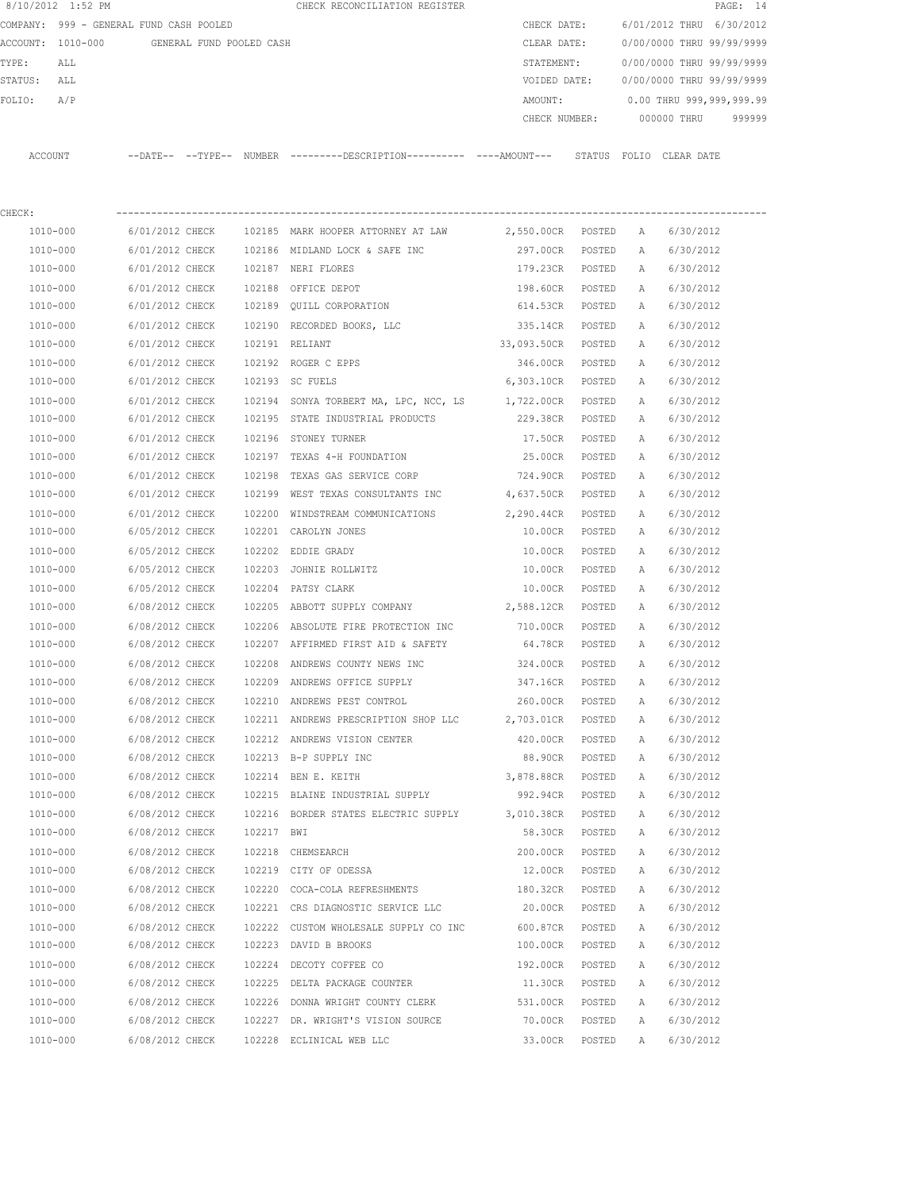8/10/2012 1:52 PM CHECK RECONCILIATION REGISTER

COMPANY: 999 - GENERAL FUND CASH POOLED
ACCOUNT: 1010-000 GENERAL FUND POOLED CASH
TYPE: ALL
STATUS: ALL
FOLIO: A/P

CHECK DATE: 6/01/2012 THRU 6/30/2012
CLEAR DATE: 0/00/0000 THRU 99/99/9999
STATEMENT: 0/00/0000 THRU 99/99/9999
VOIDED DATE: 0/00/0000 THRU 99/99/9999
AMOUNT: 0.00 THRU 999,999,999.99
CHECK NUMBER: 000000 THRU 999999

CHECK:

| ACCOUNT | DATE | TYPE | NUMBER | DESCRIPTION | AMOUNT | STATUS | FOLIO | CLEAR DATE |
|---|---|---|---|---|---|---|---|---|
| 1010-000 | 6/01/2012 | CHECK | 102185 | MARK HOOPER ATTORNEY AT LAW | 2,550.00CR | POSTED | A | 6/30/2012 |
| 1010-000 | 6/01/2012 | CHECK | 102186 | MIDLAND LOCK & SAFE INC | 297.00CR | POSTED | A | 6/30/2012 |
| 1010-000 | 6/01/2012 | CHECK | 102187 | NERI FLORES | 179.23CR | POSTED | A | 6/30/2012 |
| 1010-000 | 6/01/2012 | CHECK | 102188 | OFFICE DEPOT | 198.60CR | POSTED | A | 6/30/2012 |
| 1010-000 | 6/01/2012 | CHECK | 102189 | QUILL CORPORATION | 614.53CR | POSTED | A | 6/30/2012 |
| 1010-000 | 6/01/2012 | CHECK | 102190 | RECORDED BOOKS, LLC | 335.14CR | POSTED | A | 6/30/2012 |
| 1010-000 | 6/01/2012 | CHECK | 102191 | RELIANT | 33,093.50CR | POSTED | A | 6/30/2012 |
| 1010-000 | 6/01/2012 | CHECK | 102192 | ROGER C EPPS | 346.00CR | POSTED | A | 6/30/2012 |
| 1010-000 | 6/01/2012 | CHECK | 102193 | SC FUELS | 6,303.10CR | POSTED | A | 6/30/2012 |
| 1010-000 | 6/01/2012 | CHECK | 102194 | SONYA TORBERT MA, LPC, NCC, LS | 1,722.00CR | POSTED | A | 6/30/2012 |
| 1010-000 | 6/01/2012 | CHECK | 102195 | STATE INDUSTRIAL PRODUCTS | 229.38CR | POSTED | A | 6/30/2012 |
| 1010-000 | 6/01/2012 | CHECK | 102196 | STONEY TURNER | 17.50CR | POSTED | A | 6/30/2012 |
| 1010-000 | 6/01/2012 | CHECK | 102197 | TEXAS 4-H FOUNDATION | 25.00CR | POSTED | A | 6/30/2012 |
| 1010-000 | 6/01/2012 | CHECK | 102198 | TEXAS GAS SERVICE CORP | 724.90CR | POSTED | A | 6/30/2012 |
| 1010-000 | 6/01/2012 | CHECK | 102199 | WEST TEXAS CONSULTANTS INC | 4,637.50CR | POSTED | A | 6/30/2012 |
| 1010-000 | 6/01/2012 | CHECK | 102200 | WINDSTREAM COMMUNICATIONS | 2,290.44CR | POSTED | A | 6/30/2012 |
| 1010-000 | 6/05/2012 | CHECK | 102201 | CAROLYN JONES | 10.00CR | POSTED | A | 6/30/2012 |
| 1010-000 | 6/05/2012 | CHECK | 102202 | EDDIE GRADY | 10.00CR | POSTED | A | 6/30/2012 |
| 1010-000 | 6/05/2012 | CHECK | 102203 | JOHNIE ROLLWITZ | 10.00CR | POSTED | A | 6/30/2012 |
| 1010-000 | 6/05/2012 | CHECK | 102204 | PATSY CLARK | 10.00CR | POSTED | A | 6/30/2012 |
| 1010-000 | 6/08/2012 | CHECK | 102205 | ABBOTT SUPPLY COMPANY | 2,588.12CR | POSTED | A | 6/30/2012 |
| 1010-000 | 6/08/2012 | CHECK | 102206 | ABSOLUTE FIRE PROTECTION INC | 710.00CR | POSTED | A | 6/30/2012 |
| 1010-000 | 6/08/2012 | CHECK | 102207 | AFFIRMED FIRST AID & SAFETY | 64.78CR | POSTED | A | 6/30/2012 |
| 1010-000 | 6/08/2012 | CHECK | 102208 | ANDREWS COUNTY NEWS INC | 324.00CR | POSTED | A | 6/30/2012 |
| 1010-000 | 6/08/2012 | CHECK | 102209 | ANDREWS OFFICE SUPPLY | 347.16CR | POSTED | A | 6/30/2012 |
| 1010-000 | 6/08/2012 | CHECK | 102210 | ANDREWS PEST CONTROL | 260.00CR | POSTED | A | 6/30/2012 |
| 1010-000 | 6/08/2012 | CHECK | 102211 | ANDREWS PRESCRIPTION SHOP LLC | 2,703.01CR | POSTED | A | 6/30/2012 |
| 1010-000 | 6/08/2012 | CHECK | 102212 | ANDREWS VISION CENTER | 420.00CR | POSTED | A | 6/30/2012 |
| 1010-000 | 6/08/2012 | CHECK | 102213 | B-P SUPPLY INC | 88.90CR | POSTED | A | 6/30/2012 |
| 1010-000 | 6/08/2012 | CHECK | 102214 | BEN E. KEITH | 3,878.88CR | POSTED | A | 6/30/2012 |
| 1010-000 | 6/08/2012 | CHECK | 102215 | BLAINE INDUSTRIAL SUPPLY | 992.94CR | POSTED | A | 6/30/2012 |
| 1010-000 | 6/08/2012 | CHECK | 102216 | BORDER STATES ELECTRIC SUPPLY | 3,010.38CR | POSTED | A | 6/30/2012 |
| 1010-000 | 6/08/2012 | CHECK | 102217 | BWI | 58.30CR | POSTED | A | 6/30/2012 |
| 1010-000 | 6/08/2012 | CHECK | 102218 | CHEMSEARCH | 200.00CR | POSTED | A | 6/30/2012 |
| 1010-000 | 6/08/2012 | CHECK | 102219 | CITY OF ODESSA | 12.00CR | POSTED | A | 6/30/2012 |
| 1010-000 | 6/08/2012 | CHECK | 102220 | COCA-COLA REFRESHMENTS | 180.32CR | POSTED | A | 6/30/2012 |
| 1010-000 | 6/08/2012 | CHECK | 102221 | CRS DIAGNOSTIC SERVICE LLC | 20.00CR | POSTED | A | 6/30/2012 |
| 1010-000 | 6/08/2012 | CHECK | 102222 | CUSTOM WHOLESALE SUPPLY CO INC | 600.87CR | POSTED | A | 6/30/2012 |
| 1010-000 | 6/08/2012 | CHECK | 102223 | DAVID B BROOKS | 100.00CR | POSTED | A | 6/30/2012 |
| 1010-000 | 6/08/2012 | CHECK | 102224 | DECOTY COFFEE CO | 192.00CR | POSTED | A | 6/30/2012 |
| 1010-000 | 6/08/2012 | CHECK | 102225 | DELTA PACKAGE COUNTER | 11.30CR | POSTED | A | 6/30/2012 |
| 1010-000 | 6/08/2012 | CHECK | 102226 | DONNA WRIGHT COUNTY CLERK | 531.00CR | POSTED | A | 6/30/2012 |
| 1010-000 | 6/08/2012 | CHECK | 102227 | DR. WRIGHT'S VISION SOURCE | 70.00CR | POSTED | A | 6/30/2012 |
| 1010-000 | 6/08/2012 | CHECK | 102228 | ECLINICAL WEB LLC | 33.00CR | POSTED | A | 6/30/2012 |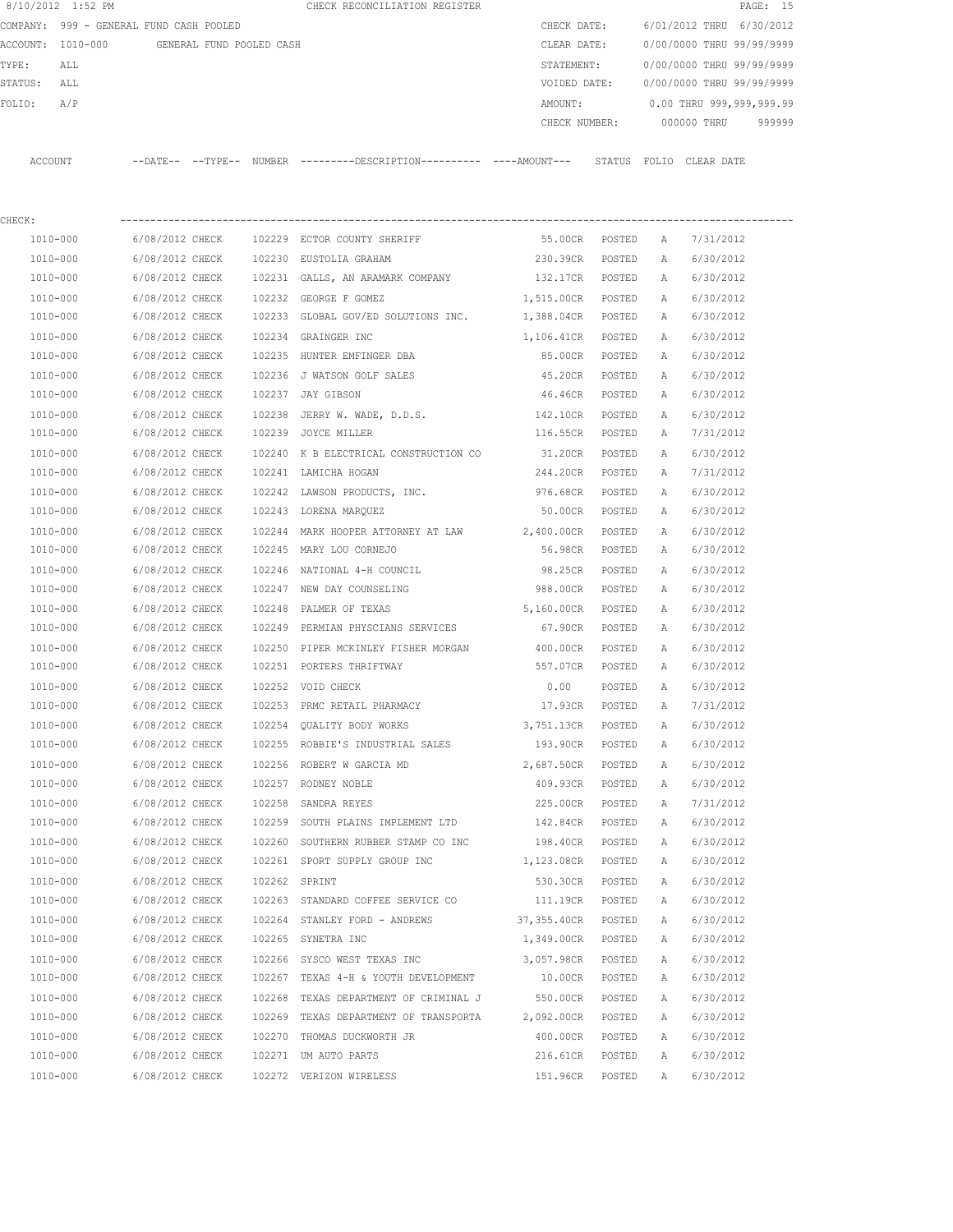8/10/2012 1:52 PM CHECK RECONCILIATION REGISTER

COMPANY: 999 - GENERAL FUND CASH POOLED

ACCOUNT: 1010-000 GENERAL FUND POOLED CASH

TYPE: ALL

STATUS: ALL

FOLIO: A/P

CHECK DATE: 6/01/2012 THRU 6/30/2012

CLEAR DATE: 0/00/0000 THRU 99/99/9999

STATEMENT: 0/00/0000 THRU 99/99/9999

VOIDED DATE: 0/00/0000 THRU 99/99/9999

AMOUNT: 0.00 THRU 999,999,999.99

CHECK NUMBER: 000000 THRU 999999

CHECK:

| ACCOUNT | --DATE-- | --TYPE-- | NUMBER | ---------DESCRIPTION---------- | ----AMOUNT--- | STATUS | FOLIO | CLEAR DATE |
|---|---|---|---|---|---|---|---|---|
| 1010-000 | 6/08/2012 | CHECK | 102229 | ECTOR COUNTY SHERIFF | 55.00CR | POSTED | A | 7/31/2012 |
| 1010-000 | 6/08/2012 | CHECK | 102230 | EUSTOLIA GRAHAM | 230.39CR | POSTED | A | 6/30/2012 |
| 1010-000 | 6/08/2012 | CHECK | 102231 | GALLS, AN ARAMARK COMPANY | 132.17CR | POSTED | A | 6/30/2012 |
| 1010-000 | 6/08/2012 | CHECK | 102232 | GEORGE F GOMEZ | 1,515.00CR | POSTED | A | 6/30/2012 |
| 1010-000 | 6/08/2012 | CHECK | 102233 | GLOBAL GOV/ED SOLUTIONS INC. | 1,388.04CR | POSTED | A | 6/30/2012 |
| 1010-000 | 6/08/2012 | CHECK | 102234 | GRAINGER INC | 1,106.41CR | POSTED | A | 6/30/2012 |
| 1010-000 | 6/08/2012 | CHECK | 102235 | HUNTER EMFINGER DBA | 85.00CR | POSTED | A | 6/30/2012 |
| 1010-000 | 6/08/2012 | CHECK | 102236 | J WATSON GOLF SALES | 45.20CR | POSTED | A | 6/30/2012 |
| 1010-000 | 6/08/2012 | CHECK | 102237 | JAY GIBSON | 46.46CR | POSTED | A | 6/30/2012 |
| 1010-000 | 6/08/2012 | CHECK | 102238 | JERRY W. WADE, D.D.S. | 142.10CR | POSTED | A | 6/30/2012 |
| 1010-000 | 6/08/2012 | CHECK | 102239 | JOYCE MILLER | 116.55CR | POSTED | A | 7/31/2012 |
| 1010-000 | 6/08/2012 | CHECK | 102240 | K B ELECTRICAL CONSTRUCTION CO | 31.20CR | POSTED | A | 6/30/2012 |
| 1010-000 | 6/08/2012 | CHECK | 102241 | LAMICHA HOGAN | 244.20CR | POSTED | A | 7/31/2012 |
| 1010-000 | 6/08/2012 | CHECK | 102242 | LAWSON PRODUCTS, INC. | 976.68CR | POSTED | A | 6/30/2012 |
| 1010-000 | 6/08/2012 | CHECK | 102243 | LORENA MARQUEZ | 50.00CR | POSTED | A | 6/30/2012 |
| 1010-000 | 6/08/2012 | CHECK | 102244 | MARK HOOPER ATTORNEY AT LAW | 2,400.00CR | POSTED | A | 6/30/2012 |
| 1010-000 | 6/08/2012 | CHECK | 102245 | MARY LOU CORNEJO | 56.98CR | POSTED | A | 6/30/2012 |
| 1010-000 | 6/08/2012 | CHECK | 102246 | NATIONAL 4-H COUNCIL | 98.25CR | POSTED | A | 6/30/2012 |
| 1010-000 | 6/08/2012 | CHECK | 102247 | NEW DAY COUNSELING | 988.00CR | POSTED | A | 6/30/2012 |
| 1010-000 | 6/08/2012 | CHECK | 102248 | PALMER OF TEXAS | 5,160.00CR | POSTED | A | 6/30/2012 |
| 1010-000 | 6/08/2012 | CHECK | 102249 | PERMIAN PHYSCIANS SERVICES | 67.90CR | POSTED | A | 6/30/2012 |
| 1010-000 | 6/08/2012 | CHECK | 102250 | PIPER MCKINLEY FISHER MORGAN | 400.00CR | POSTED | A | 6/30/2012 |
| 1010-000 | 6/08/2012 | CHECK | 102251 | PORTERS THRIFTWAY | 557.07CR | POSTED | A | 6/30/2012 |
| 1010-000 | 6/08/2012 | CHECK | 102252 | VOID CHECK | 0.00 | POSTED | A | 6/30/2012 |
| 1010-000 | 6/08/2012 | CHECK | 102253 | PRMC RETAIL PHARMACY | 17.93CR | POSTED | A | 7/31/2012 |
| 1010-000 | 6/08/2012 | CHECK | 102254 | QUALITY BODY WORKS | 3,751.13CR | POSTED | A | 6/30/2012 |
| 1010-000 | 6/08/2012 | CHECK | 102255 | ROBBIE'S INDUSTRIAL SALES | 193.90CR | POSTED | A | 6/30/2012 |
| 1010-000 | 6/08/2012 | CHECK | 102256 | ROBERT W GARCIA MD | 2,687.50CR | POSTED | A | 6/30/2012 |
| 1010-000 | 6/08/2012 | CHECK | 102257 | RODNEY NOBLE | 409.93CR | POSTED | A | 6/30/2012 |
| 1010-000 | 6/08/2012 | CHECK | 102258 | SANDRA REYES | 225.00CR | POSTED | A | 7/31/2012 |
| 1010-000 | 6/08/2012 | CHECK | 102259 | SOUTH PLAINS IMPLEMENT LTD | 142.84CR | POSTED | A | 6/30/2012 |
| 1010-000 | 6/08/2012 | CHECK | 102260 | SOUTHERN RUBBER STAMP CO INC | 198.40CR | POSTED | A | 6/30/2012 |
| 1010-000 | 6/08/2012 | CHECK | 102261 | SPORT SUPPLY GROUP INC | 1,123.08CR | POSTED | A | 6/30/2012 |
| 1010-000 | 6/08/2012 | CHECK | 102262 | SPRINT | 530.30CR | POSTED | A | 6/30/2012 |
| 1010-000 | 6/08/2012 | CHECK | 102263 | STANDARD COFFEE SERVICE CO | 111.19CR | POSTED | A | 6/30/2012 |
| 1010-000 | 6/08/2012 | CHECK | 102264 | STANLEY FORD - ANDREWS | 37,355.40CR | POSTED | A | 6/30/2012 |
| 1010-000 | 6/08/2012 | CHECK | 102265 | SYNETRA INC | 1,349.00CR | POSTED | A | 6/30/2012 |
| 1010-000 | 6/08/2012 | CHECK | 102266 | SYSCO WEST TEXAS INC | 3,057.98CR | POSTED | A | 6/30/2012 |
| 1010-000 | 6/08/2012 | CHECK | 102267 | TEXAS 4-H & YOUTH DEVELOPMENT | 10.00CR | POSTED | A | 6/30/2012 |
| 1010-000 | 6/08/2012 | CHECK | 102268 | TEXAS DEPARTMENT OF CRIMINAL J | 550.00CR | POSTED | A | 6/30/2012 |
| 1010-000 | 6/08/2012 | CHECK | 102269 | TEXAS DEPARTMENT OF TRANSPORTA | 2,092.00CR | POSTED | A | 6/30/2012 |
| 1010-000 | 6/08/2012 | CHECK | 102270 | THOMAS DUCKWORTH JR | 400.00CR | POSTED | A | 6/30/2012 |
| 1010-000 | 6/08/2012 | CHECK | 102271 | UM AUTO PARTS | 216.61CR | POSTED | A | 6/30/2012 |
| 1010-000 | 6/08/2012 | CHECK | 102272 | VERIZON WIRELESS | 151.96CR | POSTED | A | 6/30/2012 |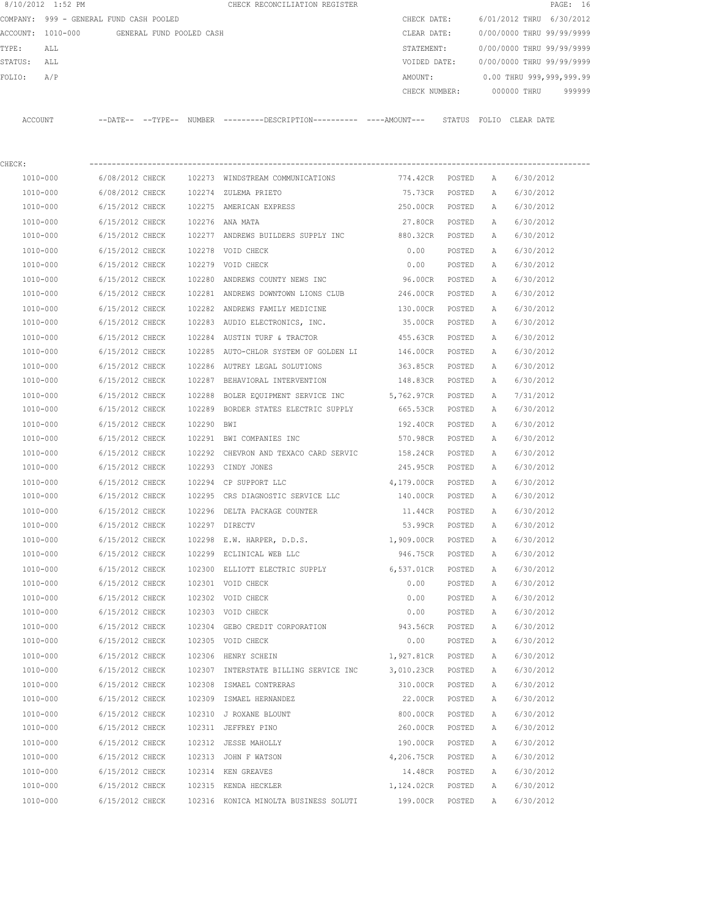8/10/2012 1:52 PM CHECK RECONCILIATION REGISTER

COMPANY: 999 - GENERAL FUND CASH POOLED

ACCOUNT: 1010-000 GENERAL FUND POOLED CASH

TYPE: ALL

STATUS: ALL

FOLIO: A/P

CHECK DATE: 6/01/2012 THRU 6/30/2012

CLEAR DATE: 0/00/0000 THRU 99/99/9999

STATEMENT: 0/00/0000 THRU 99/99/9999

VOIDED DATE: 0/00/0000 THRU 99/99/9999

AMOUNT: 0.00 THRU 999,999,999.99

CHECK NUMBER: 000000 THRU 999999

CHECK:

| ACCOUNT | --DATE-- | --TYPE-- | NUMBER | ---------DESCRIPTION---------- | ----AMOUNT--- | STATUS | FOLIO | CLEAR DATE |
|---|---|---|---|---|---|---|---|---|
| 1010-000 | 6/08/2012 | CHECK | 102273 | WINDSTREAM COMMUNICATIONS | 774.42CR | POSTED | A | 6/30/2012 |
| 1010-000 | 6/08/2012 | CHECK | 102274 | ZULEMA PRIETO | 75.73CR | POSTED | A | 6/30/2012 |
| 1010-000 | 6/15/2012 | CHECK | 102275 | AMERICAN EXPRESS | 250.00CR | POSTED | A | 6/30/2012 |
| 1010-000 | 6/15/2012 | CHECK | 102276 | ANA MATA | 27.80CR | POSTED | A | 6/30/2012 |
| 1010-000 | 6/15/2012 | CHECK | 102277 | ANDREWS BUILDERS SUPPLY INC | 880.32CR | POSTED | A | 6/30/2012 |
| 1010-000 | 6/15/2012 | CHECK | 102278 | VOID CHECK | 0.00 | POSTED | A | 6/30/2012 |
| 1010-000 | 6/15/2012 | CHECK | 102279 | VOID CHECK | 0.00 | POSTED | A | 6/30/2012 |
| 1010-000 | 6/15/2012 | CHECK | 102280 | ANDREWS COUNTY NEWS INC | 96.00CR | POSTED | A | 6/30/2012 |
| 1010-000 | 6/15/2012 | CHECK | 102281 | ANDREWS DOWNTOWN LIONS CLUB | 246.00CR | POSTED | A | 6/30/2012 |
| 1010-000 | 6/15/2012 | CHECK | 102282 | ANDREWS FAMILY MEDICINE | 130.00CR | POSTED | A | 6/30/2012 |
| 1010-000 | 6/15/2012 | CHECK | 102283 | AUDIO ELECTRONICS, INC. | 35.00CR | POSTED | A | 6/30/2012 |
| 1010-000 | 6/15/2012 | CHECK | 102284 | AUSTIN TURF & TRACTOR | 455.63CR | POSTED | A | 6/30/2012 |
| 1010-000 | 6/15/2012 | CHECK | 102285 | AUTO-CHLOR SYSTEM OF GOLDEN LI | 146.00CR | POSTED | A | 6/30/2012 |
| 1010-000 | 6/15/2012 | CHECK | 102286 | AUTREY LEGAL SOLUTIONS | 363.85CR | POSTED | A | 6/30/2012 |
| 1010-000 | 6/15/2012 | CHECK | 102287 | BEHAVIORAL INTERVENTION | 148.83CR | POSTED | A | 6/30/2012 |
| 1010-000 | 6/15/2012 | CHECK | 102288 | BOLER EQUIPMENT SERVICE INC | 5,762.97CR | POSTED | A | 7/31/2012 |
| 1010-000 | 6/15/2012 | CHECK | 102289 | BORDER STATES ELECTRIC SUPPLY | 665.53CR | POSTED | A | 6/30/2012 |
| 1010-000 | 6/15/2012 | CHECK | 102290 | BWI | 192.40CR | POSTED | A | 6/30/2012 |
| 1010-000 | 6/15/2012 | CHECK | 102291 | BWI COMPANIES INC | 570.98CR | POSTED | A | 6/30/2012 |
| 1010-000 | 6/15/2012 | CHECK | 102292 | CHEVRON AND TEXACO CARD SERVIC | 158.24CR | POSTED | A | 6/30/2012 |
| 1010-000 | 6/15/2012 | CHECK | 102293 | CINDY JONES | 245.95CR | POSTED | A | 6/30/2012 |
| 1010-000 | 6/15/2012 | CHECK | 102294 | CP SUPPORT LLC | 4,179.00CR | POSTED | A | 6/30/2012 |
| 1010-000 | 6/15/2012 | CHECK | 102295 | CRS DIAGNOSTIC SERVICE LLC | 140.00CR | POSTED | A | 6/30/2012 |
| 1010-000 | 6/15/2012 | CHECK | 102296 | DELTA PACKAGE COUNTER | 11.44CR | POSTED | A | 6/30/2012 |
| 1010-000 | 6/15/2012 | CHECK | 102297 | DIRECTV | 53.99CR | POSTED | A | 6/30/2012 |
| 1010-000 | 6/15/2012 | CHECK | 102298 | E.W. HARPER, D.D.S. | 1,909.00CR | POSTED | A | 6/30/2012 |
| 1010-000 | 6/15/2012 | CHECK | 102299 | ECLINICAL WEB LLC | 946.75CR | POSTED | A | 6/30/2012 |
| 1010-000 | 6/15/2012 | CHECK | 102300 | ELLIOTT ELECTRIC SUPPLY | 6,537.01CR | POSTED | A | 6/30/2012 |
| 1010-000 | 6/15/2012 | CHECK | 102301 | VOID CHECK | 0.00 | POSTED | A | 6/30/2012 |
| 1010-000 | 6/15/2012 | CHECK | 102302 | VOID CHECK | 0.00 | POSTED | A | 6/30/2012 |
| 1010-000 | 6/15/2012 | CHECK | 102303 | VOID CHECK | 0.00 | POSTED | A | 6/30/2012 |
| 1010-000 | 6/15/2012 | CHECK | 102304 | GEBO CREDIT CORPORATION | 943.56CR | POSTED | A | 6/30/2012 |
| 1010-000 | 6/15/2012 | CHECK | 102305 | VOID CHECK | 0.00 | POSTED | A | 6/30/2012 |
| 1010-000 | 6/15/2012 | CHECK | 102306 | HENRY SCHEIN | 1,927.81CR | POSTED | A | 6/30/2012 |
| 1010-000 | 6/15/2012 | CHECK | 102307 | INTERSTATE BILLING SERVICE INC | 3,010.23CR | POSTED | A | 6/30/2012 |
| 1010-000 | 6/15/2012 | CHECK | 102308 | ISMAEL CONTRERAS | 310.00CR | POSTED | A | 6/30/2012 |
| 1010-000 | 6/15/2012 | CHECK | 102309 | ISMAEL HERNANDEZ | 22.00CR | POSTED | A | 6/30/2012 |
| 1010-000 | 6/15/2012 | CHECK | 102310 | J ROXANE BLOUNT | 800.00CR | POSTED | A | 6/30/2012 |
| 1010-000 | 6/15/2012 | CHECK | 102311 | JEFFREY PINO | 260.00CR | POSTED | A | 6/30/2012 |
| 1010-000 | 6/15/2012 | CHECK | 102312 | JESSE MAHOLLY | 190.00CR | POSTED | A | 6/30/2012 |
| 1010-000 | 6/15/2012 | CHECK | 102313 | JOHN F WATSON | 4,206.75CR | POSTED | A | 6/30/2012 |
| 1010-000 | 6/15/2012 | CHECK | 102314 | KEN GREAVES | 14.48CR | POSTED | A | 6/30/2012 |
| 1010-000 | 6/15/2012 | CHECK | 102315 | KENDA HECKLER | 1,124.02CR | POSTED | A | 6/30/2012 |
| 1010-000 | 6/15/2012 | CHECK | 102316 | KONICA MINOLTA BUSINESS SOLUTI | 199.00CR | POSTED | A | 6/30/2012 |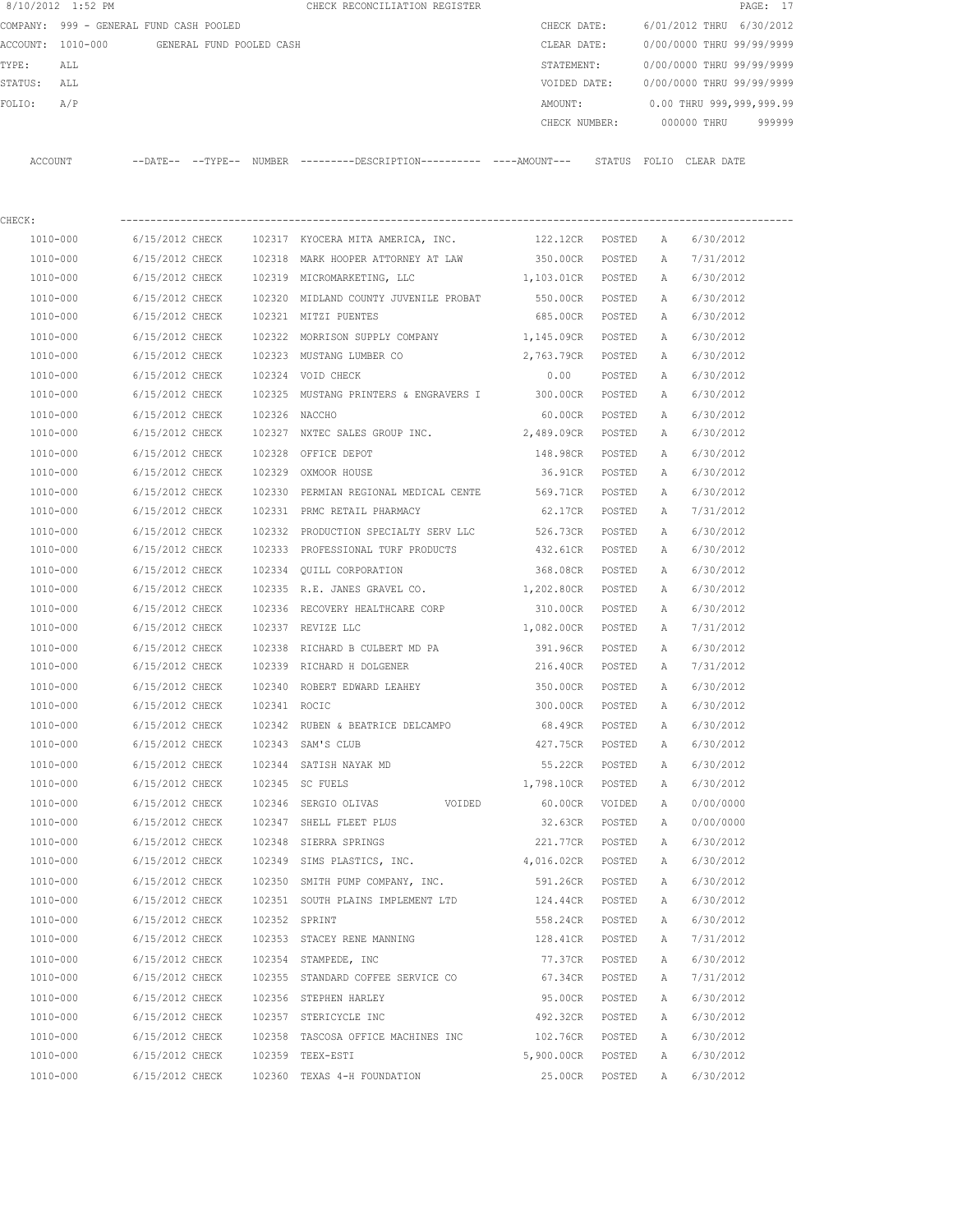8/10/2012 1:52 PM CHECK RECONCILIATION REGISTER

COMPANY: 999 - GENERAL FUND CASH POOLED
ACCOUNT: 1010-000 GENERAL FUND POOLED CASH
TYPE: ALL
STATUS: ALL
FOLIO: A/P

CHECK DATE: 6/01/2012 THRU 6/30/2012
CLEAR DATE: 0/00/0000 THRU 99/99/9999
STATEMENT: 0/00/0000 THRU 99/99/9999
VOIDED DATE: 0/00/0000 THRU 99/99/9999
AMOUNT: 0.00 THRU 999,999,999.99
CHECK NUMBER: 000000 THRU 999999

CHECK:

| ACCOUNT | --DATE-- | --TYPE-- | NUMBER | ---------DESCRIPTION---------- | ----AMOUNT--- | STATUS | FOLIO | CLEAR DATE |
|---|---|---|---|---|---|---|---|---|
| 1010-000 | 6/15/2012 | CHECK | 102317 | KYOCERA MITA AMERICA, INC. | 122.12CR | POSTED | A | 6/30/2012 |
| 1010-000 | 6/15/2012 | CHECK | 102318 | MARK HOOPER ATTORNEY AT LAW | 350.00CR | POSTED | A | 7/31/2012 |
| 1010-000 | 6/15/2012 | CHECK | 102319 | MICROMARKETING, LLC | 1,103.01CR | POSTED | A | 6/30/2012 |
| 1010-000 | 6/15/2012 | CHECK | 102320 | MIDLAND COUNTY JUVENILE PROBAT | 550.00CR | POSTED | A | 6/30/2012 |
| 1010-000 | 6/15/2012 | CHECK | 102321 | MITZI PUENTES | 685.00CR | POSTED | A | 6/30/2012 |
| 1010-000 | 6/15/2012 | CHECK | 102322 | MORRISON SUPPLY COMPANY | 1,145.09CR | POSTED | A | 6/30/2012 |
| 1010-000 | 6/15/2012 | CHECK | 102323 | MUSTANG LUMBER CO | 2,763.79CR | POSTED | A | 6/30/2012 |
| 1010-000 | 6/15/2012 | CHECK | 102324 | VOID CHECK | 0.00 | POSTED | A | 6/30/2012 |
| 1010-000 | 6/15/2012 | CHECK | 102325 | MUSTANG PRINTERS & ENGRAVERS I | 300.00CR | POSTED | A | 6/30/2012 |
| 1010-000 | 6/15/2012 | CHECK | 102326 | NACCHO | 60.00CR | POSTED | A | 6/30/2012 |
| 1010-000 | 6/15/2012 | CHECK | 102327 | NXTEC SALES GROUP INC. | 2,489.09CR | POSTED | A | 6/30/2012 |
| 1010-000 | 6/15/2012 | CHECK | 102328 | OFFICE DEPOT | 148.98CR | POSTED | A | 6/30/2012 |
| 1010-000 | 6/15/2012 | CHECK | 102329 | OXMOOR HOUSE | 36.91CR | POSTED | A | 6/30/2012 |
| 1010-000 | 6/15/2012 | CHECK | 102330 | PERMIAN REGIONAL MEDICAL CENTE | 569.71CR | POSTED | A | 6/30/2012 |
| 1010-000 | 6/15/2012 | CHECK | 102331 | PRMC RETAIL PHARMACY | 62.17CR | POSTED | A | 7/31/2012 |
| 1010-000 | 6/15/2012 | CHECK | 102332 | PRODUCTION SPECIALTY SERV LLC | 526.73CR | POSTED | A | 6/30/2012 |
| 1010-000 | 6/15/2012 | CHECK | 102333 | PROFESSIONAL TURF PRODUCTS | 432.61CR | POSTED | A | 6/30/2012 |
| 1010-000 | 6/15/2012 | CHECK | 102334 | QUILL CORPORATION | 368.08CR | POSTED | A | 6/30/2012 |
| 1010-000 | 6/15/2012 | CHECK | 102335 | R.E. JANES GRAVEL CO. | 1,202.80CR | POSTED | A | 6/30/2012 |
| 1010-000 | 6/15/2012 | CHECK | 102336 | RECOVERY HEALTHCARE CORP | 310.00CR | POSTED | A | 6/30/2012 |
| 1010-000 | 6/15/2012 | CHECK | 102337 | REVIZE LLC | 1,082.00CR | POSTED | A | 7/31/2012 |
| 1010-000 | 6/15/2012 | CHECK | 102338 | RICHARD B CULBERT MD PA | 391.96CR | POSTED | A | 6/30/2012 |
| 1010-000 | 6/15/2012 | CHECK | 102339 | RICHARD H DOLGENER | 216.40CR | POSTED | A | 7/31/2012 |
| 1010-000 | 6/15/2012 | CHECK | 102340 | ROBERT EDWARD LEAHEY | 350.00CR | POSTED | A | 6/30/2012 |
| 1010-000 | 6/15/2012 | CHECK | 102341 | ROCIC | 300.00CR | POSTED | A | 6/30/2012 |
| 1010-000 | 6/15/2012 | CHECK | 102342 | RUBEN & BEATRICE DELCAMPO | 68.49CR | POSTED | A | 6/30/2012 |
| 1010-000 | 6/15/2012 | CHECK | 102343 | SAM'S CLUB | 427.75CR | POSTED | A | 6/30/2012 |
| 1010-000 | 6/15/2012 | CHECK | 102344 | SATISH NAYAK MD | 55.22CR | POSTED | A | 6/30/2012 |
| 1010-000 | 6/15/2012 | CHECK | 102345 | SC FUELS | 1,798.10CR | POSTED | A | 6/30/2012 |
| 1010-000 | 6/15/2012 | CHECK | 102346 | SERGIO OLIVAS VOIDED | 60.00CR | VOIDED | A | 0/00/0000 |
| 1010-000 | 6/15/2012 | CHECK | 102347 | SHELL FLEET PLUS | 32.63CR | POSTED | A | 0/00/0000 |
| 1010-000 | 6/15/2012 | CHECK | 102348 | SIERRA SPRINGS | 221.77CR | POSTED | A | 6/30/2012 |
| 1010-000 | 6/15/2012 | CHECK | 102349 | SIMS PLASTICS, INC. | 4,016.02CR | POSTED | A | 6/30/2012 |
| 1010-000 | 6/15/2012 | CHECK | 102350 | SMITH PUMP COMPANY, INC. | 591.26CR | POSTED | A | 6/30/2012 |
| 1010-000 | 6/15/2012 | CHECK | 102351 | SOUTH PLAINS IMPLEMENT LTD | 124.44CR | POSTED | A | 6/30/2012 |
| 1010-000 | 6/15/2012 | CHECK | 102352 | SPRINT | 558.24CR | POSTED | A | 6/30/2012 |
| 1010-000 | 6/15/2012 | CHECK | 102353 | STACEY RENE MANNING | 128.41CR | POSTED | A | 7/31/2012 |
| 1010-000 | 6/15/2012 | CHECK | 102354 | STAMPEDE, INC | 77.37CR | POSTED | A | 6/30/2012 |
| 1010-000 | 6/15/2012 | CHECK | 102355 | STANDARD COFFEE SERVICE CO | 67.34CR | POSTED | A | 7/31/2012 |
| 1010-000 | 6/15/2012 | CHECK | 102356 | STEPHEN HARLEY | 95.00CR | POSTED | A | 6/30/2012 |
| 1010-000 | 6/15/2012 | CHECK | 102357 | STERICYCLE INC | 492.32CR | POSTED | A | 6/30/2012 |
| 1010-000 | 6/15/2012 | CHECK | 102358 | TASCOSA OFFICE MACHINES INC | 102.76CR | POSTED | A | 6/30/2012 |
| 1010-000 | 6/15/2012 | CHECK | 102359 | TEEX-ESTI | 5,900.00CR | POSTED | A | 6/30/2012 |
| 1010-000 | 6/15/2012 | CHECK | 102360 | TEXAS 4-H FOUNDATION | 25.00CR | POSTED | A | 6/30/2012 |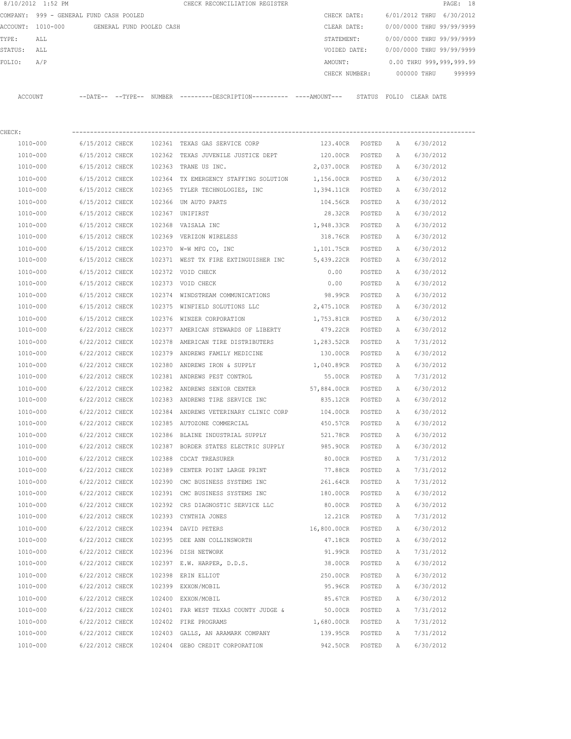8/10/2012 1:52 PM CHECK RECONCILIATION REGISTER

COMPANY: 999 - GENERAL FUND CASH POOLED

ACCOUNT: 1010-000 GENERAL FUND POOLED CASH

TYPE: ALL

STATUS: ALL

FOLIO: A/P

CHECK DATE: 6/01/2012 THRU 6/30/2012

CLEAR DATE: 0/00/0000 THRU 99/99/9999

STATEMENT: 0/00/0000 THRU 99/99/9999

VOIDED DATE: 0/00/0000 THRU 99/99/9999

AMOUNT: 0.00 THRU 999,999,999.99

CHECK NUMBER: 000000 THRU 999999

CHECK:

| ACCOUNT | --DATE-- | --TYPE-- | NUMBER | ---------DESCRIPTION---------- | ----AMOUNT--- | STATUS | FOLIO | CLEAR DATE |
|---|---|---|---|---|---|---|---|---|
| 1010-000 | 6/15/2012 | CHECK | 102361 | TEXAS GAS SERVICE CORP | 123.40CR | POSTED | A | 6/30/2012 |
| 1010-000 | 6/15/2012 | CHECK | 102362 | TEXAS JUVENILE JUSTICE DEPT | 120.00CR | POSTED | A | 6/30/2012 |
| 1010-000 | 6/15/2012 | CHECK | 102363 | TRANE US INC. | 2,037.00CR | POSTED | A | 6/30/2012 |
| 1010-000 | 6/15/2012 | CHECK | 102364 | TX EMERGENCY STAFFING SOLUTION | 1,156.00CR | POSTED | A | 6/30/2012 |
| 1010-000 | 6/15/2012 | CHECK | 102365 | TYLER TECHNOLOGIES, INC | 1,394.11CR | POSTED | A | 6/30/2012 |
| 1010-000 | 6/15/2012 | CHECK | 102366 | UM AUTO PARTS | 104.56CR | POSTED | A | 6/30/2012 |
| 1010-000 | 6/15/2012 | CHECK | 102367 | UNIFIRST | 28.32CR | POSTED | A | 6/30/2012 |
| 1010-000 | 6/15/2012 | CHECK | 102368 | VAISALA INC | 1,948.33CR | POSTED | A | 6/30/2012 |
| 1010-000 | 6/15/2012 | CHECK | 102369 | VERIZON WIRELESS | 318.76CR | POSTED | A | 6/30/2012 |
| 1010-000 | 6/15/2012 | CHECK | 102370 | W-W MFG CO, INC | 1,101.75CR | POSTED | A | 6/30/2012 |
| 1010-000 | 6/15/2012 | CHECK | 102371 | WEST TX FIRE EXTINGUISHER INC | 5,439.22CR | POSTED | A | 6/30/2012 |
| 1010-000 | 6/15/2012 | CHECK | 102372 | VOID CHECK | 0.00 | POSTED | A | 6/30/2012 |
| 1010-000 | 6/15/2012 | CHECK | 102373 | VOID CHECK | 0.00 | POSTED | A | 6/30/2012 |
| 1010-000 | 6/15/2012 | CHECK | 102374 | WINDSTREAM COMMUNICATIONS | 98.99CR | POSTED | A | 6/30/2012 |
| 1010-000 | 6/15/2012 | CHECK | 102375 | WINFIELD SOLUTIONS LLC | 2,475.10CR | POSTED | A | 6/30/2012 |
| 1010-000 | 6/15/2012 | CHECK | 102376 | WINZER CORPORATION | 1,753.81CR | POSTED | A | 6/30/2012 |
| 1010-000 | 6/22/2012 | CHECK | 102377 | AMERICAN STEWARDS OF LIBERTY | 479.22CR | POSTED | A | 6/30/2012 |
| 1010-000 | 6/22/2012 | CHECK | 102378 | AMERICAN TIRE DISTRIBUTERS | 1,283.52CR | POSTED | A | 7/31/2012 |
| 1010-000 | 6/22/2012 | CHECK | 102379 | ANDREWS FAMILY MEDICINE | 130.00CR | POSTED | A | 6/30/2012 |
| 1010-000 | 6/22/2012 | CHECK | 102380 | ANDREWS IRON & SUPPLY | 1,040.89CR | POSTED | A | 6/30/2012 |
| 1010-000 | 6/22/2012 | CHECK | 102381 | ANDREWS PEST CONTROL | 55.00CR | POSTED | A | 7/31/2012 |
| 1010-000 | 6/22/2012 | CHECK | 102382 | ANDREWS SENIOR CENTER | 57,884.00CR | POSTED | A | 6/30/2012 |
| 1010-000 | 6/22/2012 | CHECK | 102383 | ANDREWS TIRE SERVICE INC | 835.12CR | POSTED | A | 6/30/2012 |
| 1010-000 | 6/22/2012 | CHECK | 102384 | ANDREWS VETERINARY CLINIC CORP | 104.00CR | POSTED | A | 6/30/2012 |
| 1010-000 | 6/22/2012 | CHECK | 102385 | AUTOZONE COMMERCIAL | 450.57CR | POSTED | A | 6/30/2012 |
| 1010-000 | 6/22/2012 | CHECK | 102386 | BLAINE INDUSTRIAL SUPPLY | 521.78CR | POSTED | A | 6/30/2012 |
| 1010-000 | 6/22/2012 | CHECK | 102387 | BORDER STATES ELECTRIC SUPPLY | 985.90CR | POSTED | A | 6/30/2012 |
| 1010-000 | 6/22/2012 | CHECK | 102388 | CDCAT TREASURER | 80.00CR | POSTED | A | 7/31/2012 |
| 1010-000 | 6/22/2012 | CHECK | 102389 | CENTER POINT LARGE PRINT | 77.88CR | POSTED | A | 7/31/2012 |
| 1010-000 | 6/22/2012 | CHECK | 102390 | CMC BUSINESS SYSTEMS INC | 261.64CR | POSTED | A | 7/31/2012 |
| 1010-000 | 6/22/2012 | CHECK | 102391 | CMC BUSINESS SYSTEMS INC | 180.00CR | POSTED | A | 6/30/2012 |
| 1010-000 | 6/22/2012 | CHECK | 102392 | CRS DIAGNOSTIC SERVICE LLC | 80.00CR | POSTED | A | 6/30/2012 |
| 1010-000 | 6/22/2012 | CHECK | 102393 | CYNTHIA JONES | 12.21CR | POSTED | A | 7/31/2012 |
| 1010-000 | 6/22/2012 | CHECK | 102394 | DAVID PETERS | 16,800.00CR | POSTED | A | 6/30/2012 |
| 1010-000 | 6/22/2012 | CHECK | 102395 | DEE ANN COLLINSWORTH | 47.18CR | POSTED | A | 6/30/2012 |
| 1010-000 | 6/22/2012 | CHECK | 102396 | DISH NETWORK | 91.99CR | POSTED | A | 7/31/2012 |
| 1010-000 | 6/22/2012 | CHECK | 102397 | E.W. HARPER, D.D.S. | 38.00CR | POSTED | A | 6/30/2012 |
| 1010-000 | 6/22/2012 | CHECK | 102398 | ERIN ELLIOT | 250.00CR | POSTED | A | 6/30/2012 |
| 1010-000 | 6/22/2012 | CHECK | 102399 | EXXON/MOBIL | 95.96CR | POSTED | A | 6/30/2012 |
| 1010-000 | 6/22/2012 | CHECK | 102400 | EXXON/MOBIL | 85.67CR | POSTED | A | 6/30/2012 |
| 1010-000 | 6/22/2012 | CHECK | 102401 | FAR WEST TEXAS COUNTY JUDGE & | 50.00CR | POSTED | A | 7/31/2012 |
| 1010-000 | 6/22/2012 | CHECK | 102402 | FIRE PROGRAMS | 1,680.00CR | POSTED | A | 7/31/2012 |
| 1010-000 | 6/22/2012 | CHECK | 102403 | GALLS, AN ARAMARK COMPANY | 139.95CR | POSTED | A | 7/31/2012 |
| 1010-000 | 6/22/2012 | CHECK | 102404 | GEBO CREDIT CORPORATION | 942.50CR | POSTED | A | 6/30/2012 |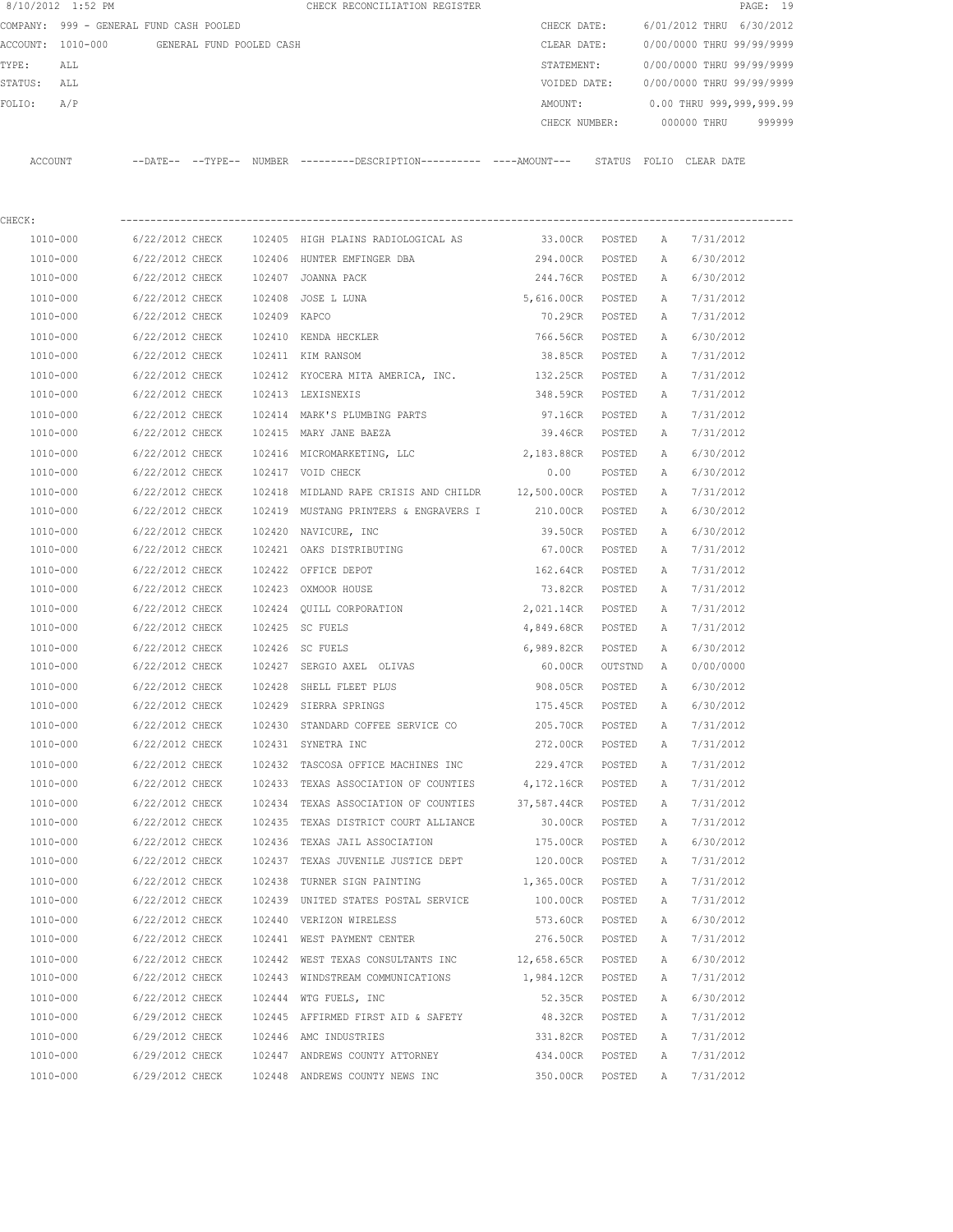8/10/2012 1:52 PM CHECK RECONCILIATION REGISTER

COMPANY: 999 - GENERAL FUND CASH POOLED
ACCOUNT: 1010-000 GENERAL FUND POOLED CASH
TYPE: ALL
STATUS: ALL
FOLIO: A/P

CHECK DATE: 6/01/2012 THRU 6/30/2012
CLEAR DATE: 0/00/0000 THRU 99/99/9999
STATEMENT: 0/00/0000 THRU 99/99/9999
VOIDED DATE: 0/00/0000 THRU 99/99/9999
AMOUNT: 0.00 THRU 999,999,999.99
CHECK NUMBER: 000000 THRU 999999

CHECK:

| ACCOUNT | DATE | TYPE | NUMBER | DESCRIPTION | AMOUNT | STATUS | FOLIO | CLEAR DATE |
|---|---|---|---|---|---|---|---|---|
| 1010-000 | 6/22/2012 | CHECK | 102405 | HIGH PLAINS RADIOLOGICAL AS | 33.00CR | POSTED | A | 7/31/2012 |
| 1010-000 | 6/22/2012 | CHECK | 102406 | HUNTER EMFINGER DBA | 294.00CR | POSTED | A | 6/30/2012 |
| 1010-000 | 6/22/2012 | CHECK | 102407 | JOANNA PACK | 244.76CR | POSTED | A | 6/30/2012 |
| 1010-000 | 6/22/2012 | CHECK | 102408 | JOSE L LUNA | 5,616.00CR | POSTED | A | 7/31/2012 |
| 1010-000 | 6/22/2012 | CHECK | 102409 | KAPCO | 70.29CR | POSTED | A | 7/31/2012 |
| 1010-000 | 6/22/2012 | CHECK | 102410 | KENDA HECKLER | 766.56CR | POSTED | A | 6/30/2012 |
| 1010-000 | 6/22/2012 | CHECK | 102411 | KIM RANSOM | 38.85CR | POSTED | A | 7/31/2012 |
| 1010-000 | 6/22/2012 | CHECK | 102412 | KYOCERA MITA AMERICA, INC. | 132.25CR | POSTED | A | 7/31/2012 |
| 1010-000 | 6/22/2012 | CHECK | 102413 | LEXISNEXIS | 348.59CR | POSTED | A | 7/31/2012 |
| 1010-000 | 6/22/2012 | CHECK | 102414 | MARK'S PLUMBING PARTS | 97.16CR | POSTED | A | 7/31/2012 |
| 1010-000 | 6/22/2012 | CHECK | 102415 | MARY JANE BAEZA | 39.46CR | POSTED | A | 7/31/2012 |
| 1010-000 | 6/22/2012 | CHECK | 102416 | MICROMARKETING, LLC | 2,183.88CR | POSTED | A | 6/30/2012 |
| 1010-000 | 6/22/2012 | CHECK | 102417 | VOID CHECK | 0.00 | POSTED | A | 6/30/2012 |
| 1010-000 | 6/22/2012 | CHECK | 102418 | MIDLAND RAPE CRISIS AND CHILDR | 12,500.00CR | POSTED | A | 7/31/2012 |
| 1010-000 | 6/22/2012 | CHECK | 102419 | MUSTANG PRINTERS & ENGRAVERS I | 210.00CR | POSTED | A | 6/30/2012 |
| 1010-000 | 6/22/2012 | CHECK | 102420 | NAVICURE, INC | 39.50CR | POSTED | A | 6/30/2012 |
| 1010-000 | 6/22/2012 | CHECK | 102421 | OAKS DISTRIBUTING | 67.00CR | POSTED | A | 7/31/2012 |
| 1010-000 | 6/22/2012 | CHECK | 102422 | OFFICE DEPOT | 162.64CR | POSTED | A | 7/31/2012 |
| 1010-000 | 6/22/2012 | CHECK | 102423 | OXMOOR HOUSE | 73.82CR | POSTED | A | 7/31/2012 |
| 1010-000 | 6/22/2012 | CHECK | 102424 | QUILL CORPORATION | 2,021.14CR | POSTED | A | 7/31/2012 |
| 1010-000 | 6/22/2012 | CHECK | 102425 | SC FUELS | 4,849.68CR | POSTED | A | 7/31/2012 |
| 1010-000 | 6/22/2012 | CHECK | 102426 | SC FUELS | 6,989.82CR | POSTED | A | 6/30/2012 |
| 1010-000 | 6/22/2012 | CHECK | 102427 | SERGIO AXEL OLIVAS | 60.00CR | OUTSTND | A | 0/00/0000 |
| 1010-000 | 6/22/2012 | CHECK | 102428 | SHELL FLEET PLUS | 908.05CR | POSTED | A | 6/30/2012 |
| 1010-000 | 6/22/2012 | CHECK | 102429 | SIERRA SPRINGS | 175.45CR | POSTED | A | 6/30/2012 |
| 1010-000 | 6/22/2012 | CHECK | 102430 | STANDARD COFFEE SERVICE CO | 205.70CR | POSTED | A | 7/31/2012 |
| 1010-000 | 6/22/2012 | CHECK | 102431 | SYNETRA INC | 272.00CR | POSTED | A | 7/31/2012 |
| 1010-000 | 6/22/2012 | CHECK | 102432 | TASCOSA OFFICE MACHINES INC | 229.47CR | POSTED | A | 7/31/2012 |
| 1010-000 | 6/22/2012 | CHECK | 102433 | TEXAS ASSOCIATION OF COUNTIES | 4,172.16CR | POSTED | A | 7/31/2012 |
| 1010-000 | 6/22/2012 | CHECK | 102434 | TEXAS ASSOCIATION OF COUNTIES | 37,587.44CR | POSTED | A | 7/31/2012 |
| 1010-000 | 6/22/2012 | CHECK | 102435 | TEXAS DISTRICT COURT ALLIANCE | 30.00CR | POSTED | A | 7/31/2012 |
| 1010-000 | 6/22/2012 | CHECK | 102436 | TEXAS JAIL ASSOCIATION | 175.00CR | POSTED | A | 6/30/2012 |
| 1010-000 | 6/22/2012 | CHECK | 102437 | TEXAS JUVENILE JUSTICE DEPT | 120.00CR | POSTED | A | 7/31/2012 |
| 1010-000 | 6/22/2012 | CHECK | 102438 | TURNER SIGN PAINTING | 1,365.00CR | POSTED | A | 7/31/2012 |
| 1010-000 | 6/22/2012 | CHECK | 102439 | UNITED STATES POSTAL SERVICE | 100.00CR | POSTED | A | 7/31/2012 |
| 1010-000 | 6/22/2012 | CHECK | 102440 | VERIZON WIRELESS | 573.60CR | POSTED | A | 6/30/2012 |
| 1010-000 | 6/22/2012 | CHECK | 102441 | WEST PAYMENT CENTER | 276.50CR | POSTED | A | 7/31/2012 |
| 1010-000 | 6/22/2012 | CHECK | 102442 | WEST TEXAS CONSULTANTS INC | 12,658.65CR | POSTED | A | 6/30/2012 |
| 1010-000 | 6/22/2012 | CHECK | 102443 | WINDSTREAM COMMUNICATIONS | 1,984.12CR | POSTED | A | 7/31/2012 |
| 1010-000 | 6/22/2012 | CHECK | 102444 | WTG FUELS, INC | 52.35CR | POSTED | A | 6/30/2012 |
| 1010-000 | 6/29/2012 | CHECK | 102445 | AFFIRMED FIRST AID & SAFETY | 48.32CR | POSTED | A | 7/31/2012 |
| 1010-000 | 6/29/2012 | CHECK | 102446 | AMC INDUSTRIES | 331.82CR | POSTED | A | 7/31/2012 |
| 1010-000 | 6/29/2012 | CHECK | 102447 | ANDREWS COUNTY ATTORNEY | 434.00CR | POSTED | A | 7/31/2012 |
| 1010-000 | 6/29/2012 | CHECK | 102448 | ANDREWS COUNTY NEWS INC | 350.00CR | POSTED | A | 7/31/2012 |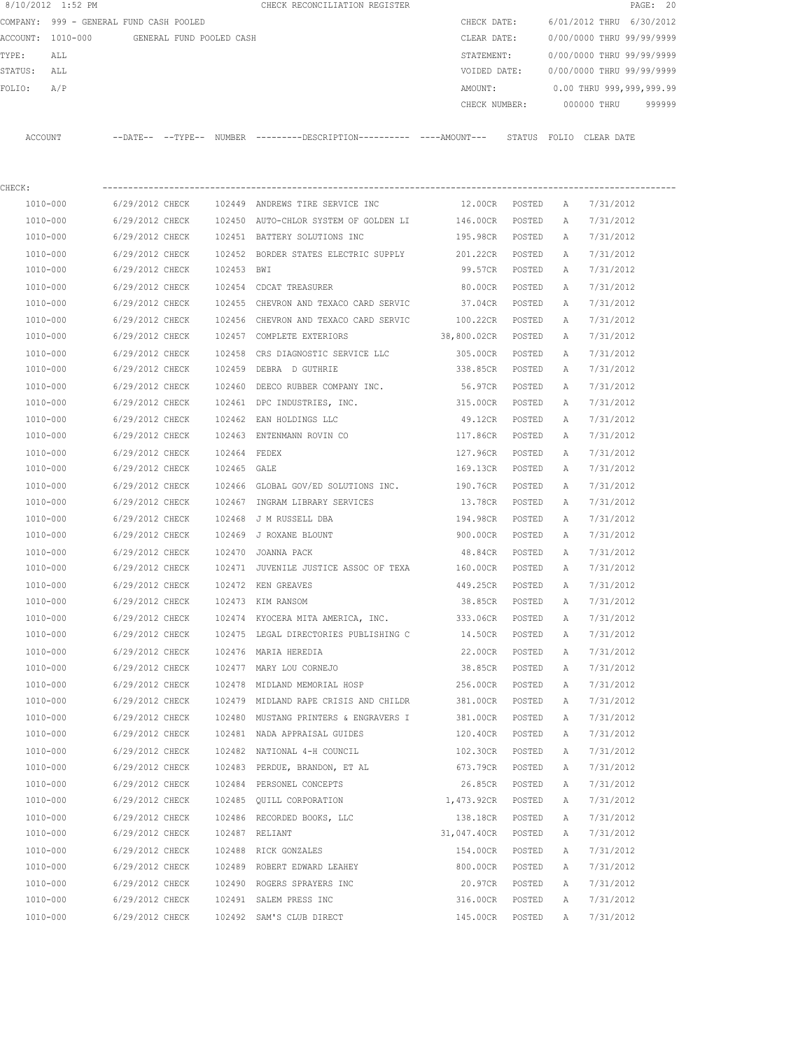8/10/2012 1:52 PM CHECK RECONCILIATION REGISTER

COMPANY: 999 - GENERAL FUND CASH POOLED

ACCOUNT: 1010-000 GENERAL FUND POOLED CASH

TYPE: ALL

STATUS: ALL

FOLIO: A/P

CHECK DATE: 6/01/2012 THRU 6/30/2012

CLEAR DATE: 0/00/0000 THRU 99/99/9999

STATEMENT: 0/00/0000 THRU 99/99/9999

VOIDED DATE: 0/00/0000 THRU 99/99/9999

AMOUNT: 0.00 THRU 999,999,999.99

CHECK NUMBER: 000000 THRU 999999

CHECK:

| ACCOUNT | --DATE-- | --TYPE-- | NUMBER | ---------DESCRIPTION---------- | ----AMOUNT--- | STATUS | FOLIO | CLEAR DATE |
|---|---|---|---|---|---|---|---|---|
| 1010-000 | 6/29/2012 | CHECK | 102449 | ANDREWS TIRE SERVICE INC | 12.00CR | POSTED | A | 7/31/2012 |
| 1010-000 | 6/29/2012 | CHECK | 102450 | AUTO-CHLOR SYSTEM OF GOLDEN LI | 146.00CR | POSTED | A | 7/31/2012 |
| 1010-000 | 6/29/2012 | CHECK | 102451 | BATTERY SOLUTIONS INC | 195.98CR | POSTED | A | 7/31/2012 |
| 1010-000 | 6/29/2012 | CHECK | 102452 | BORDER STATES ELECTRIC SUPPLY | 201.22CR | POSTED | A | 7/31/2012 |
| 1010-000 | 6/29/2012 | CHECK | 102453 | BWI | 99.57CR | POSTED | A | 7/31/2012 |
| 1010-000 | 6/29/2012 | CHECK | 102454 | CDCAT TREASURER | 80.00CR | POSTED | A | 7/31/2012 |
| 1010-000 | 6/29/2012 | CHECK | 102455 | CHEVRON AND TEXACO CARD SERVIC | 37.04CR | POSTED | A | 7/31/2012 |
| 1010-000 | 6/29/2012 | CHECK | 102456 | CHEVRON AND TEXACO CARD SERVIC | 100.22CR | POSTED | A | 7/31/2012 |
| 1010-000 | 6/29/2012 | CHECK | 102457 | COMPLETE EXTERIORS | 38,800.02CR | POSTED | A | 7/31/2012 |
| 1010-000 | 6/29/2012 | CHECK | 102458 | CRS DIAGNOSTIC SERVICE LLC | 305.00CR | POSTED | A | 7/31/2012 |
| 1010-000 | 6/29/2012 | CHECK | 102459 | DEBRA D GUTHRIE | 338.85CR | POSTED | A | 7/31/2012 |
| 1010-000 | 6/29/2012 | CHECK | 102460 | DEECO RUBBER COMPANY INC. | 56.97CR | POSTED | A | 7/31/2012 |
| 1010-000 | 6/29/2012 | CHECK | 102461 | DPC INDUSTRIES, INC. | 315.00CR | POSTED | A | 7/31/2012 |
| 1010-000 | 6/29/2012 | CHECK | 102462 | EAN HOLDINGS LLC | 49.12CR | POSTED | A | 7/31/2012 |
| 1010-000 | 6/29/2012 | CHECK | 102463 | ENTENMANN ROVIN CO | 117.86CR | POSTED | A | 7/31/2012 |
| 1010-000 | 6/29/2012 | CHECK | 102464 | FEDEX | 127.96CR | POSTED | A | 7/31/2012 |
| 1010-000 | 6/29/2012 | CHECK | 102465 | GALE | 169.13CR | POSTED | A | 7/31/2012 |
| 1010-000 | 6/29/2012 | CHECK | 102466 | GLOBAL GOV/ED SOLUTIONS INC. | 190.76CR | POSTED | A | 7/31/2012 |
| 1010-000 | 6/29/2012 | CHECK | 102467 | INGRAM LIBRARY SERVICES | 13.78CR | POSTED | A | 7/31/2012 |
| 1010-000 | 6/29/2012 | CHECK | 102468 | J M RUSSELL DBA | 194.98CR | POSTED | A | 7/31/2012 |
| 1010-000 | 6/29/2012 | CHECK | 102469 | J ROXANE BLOUNT | 900.00CR | POSTED | A | 7/31/2012 |
| 1010-000 | 6/29/2012 | CHECK | 102470 | JOANNA PACK | 48.84CR | POSTED | A | 7/31/2012 |
| 1010-000 | 6/29/2012 | CHECK | 102471 | JUVENILE JUSTICE ASSOC OF TEXA | 160.00CR | POSTED | A | 7/31/2012 |
| 1010-000 | 6/29/2012 | CHECK | 102472 | KEN GREAVES | 449.25CR | POSTED | A | 7/31/2012 |
| 1010-000 | 6/29/2012 | CHECK | 102473 | KIM RANSOM | 38.85CR | POSTED | A | 7/31/2012 |
| 1010-000 | 6/29/2012 | CHECK | 102474 | KYOCERA MITA AMERICA, INC. | 333.06CR | POSTED | A | 7/31/2012 |
| 1010-000 | 6/29/2012 | CHECK | 102475 | LEGAL DIRECTORIES PUBLISHING C | 14.50CR | POSTED | A | 7/31/2012 |
| 1010-000 | 6/29/2012 | CHECK | 102476 | MARIA HEREDIA | 22.00CR | POSTED | A | 7/31/2012 |
| 1010-000 | 6/29/2012 | CHECK | 102477 | MARY LOU CORNEJO | 38.85CR | POSTED | A | 7/31/2012 |
| 1010-000 | 6/29/2012 | CHECK | 102478 | MIDLAND MEMORIAL HOSP | 256.00CR | POSTED | A | 7/31/2012 |
| 1010-000 | 6/29/2012 | CHECK | 102479 | MIDLAND RAPE CRISIS AND CHILDR | 381.00CR | POSTED | A | 7/31/2012 |
| 1010-000 | 6/29/2012 | CHECK | 102480 | MUSTANG PRINTERS & ENGRAVERS I | 381.00CR | POSTED | A | 7/31/2012 |
| 1010-000 | 6/29/2012 | CHECK | 102481 | NADA APPRAISAL GUIDES | 120.40CR | POSTED | A | 7/31/2012 |
| 1010-000 | 6/29/2012 | CHECK | 102482 | NATIONAL 4-H COUNCIL | 102.30CR | POSTED | A | 7/31/2012 |
| 1010-000 | 6/29/2012 | CHECK | 102483 | PERDUE, BRANDON, ET AL | 673.79CR | POSTED | A | 7/31/2012 |
| 1010-000 | 6/29/2012 | CHECK | 102484 | PERSONEL CONCEPTS | 26.85CR | POSTED | A | 7/31/2012 |
| 1010-000 | 6/29/2012 | CHECK | 102485 | QUILL CORPORATION | 1,473.92CR | POSTED | A | 7/31/2012 |
| 1010-000 | 6/29/2012 | CHECK | 102486 | RECORDED BOOKS, LLC | 138.18CR | POSTED | A | 7/31/2012 |
| 1010-000 | 6/29/2012 | CHECK | 102487 | RELIANT | 31,047.40CR | POSTED | A | 7/31/2012 |
| 1010-000 | 6/29/2012 | CHECK | 102488 | RICK GONZALES | 154.00CR | POSTED | A | 7/31/2012 |
| 1010-000 | 6/29/2012 | CHECK | 102489 | ROBERT EDWARD LEAHEY | 800.00CR | POSTED | A | 7/31/2012 |
| 1010-000 | 6/29/2012 | CHECK | 102490 | ROGERS SPRAYERS INC | 20.97CR | POSTED | A | 7/31/2012 |
| 1010-000 | 6/29/2012 | CHECK | 102491 | SALEM PRESS INC | 316.00CR | POSTED | A | 7/31/2012 |
| 1010-000 | 6/29/2012 | CHECK | 102492 | SAM'S CLUB DIRECT | 145.00CR | POSTED | A | 7/31/2012 |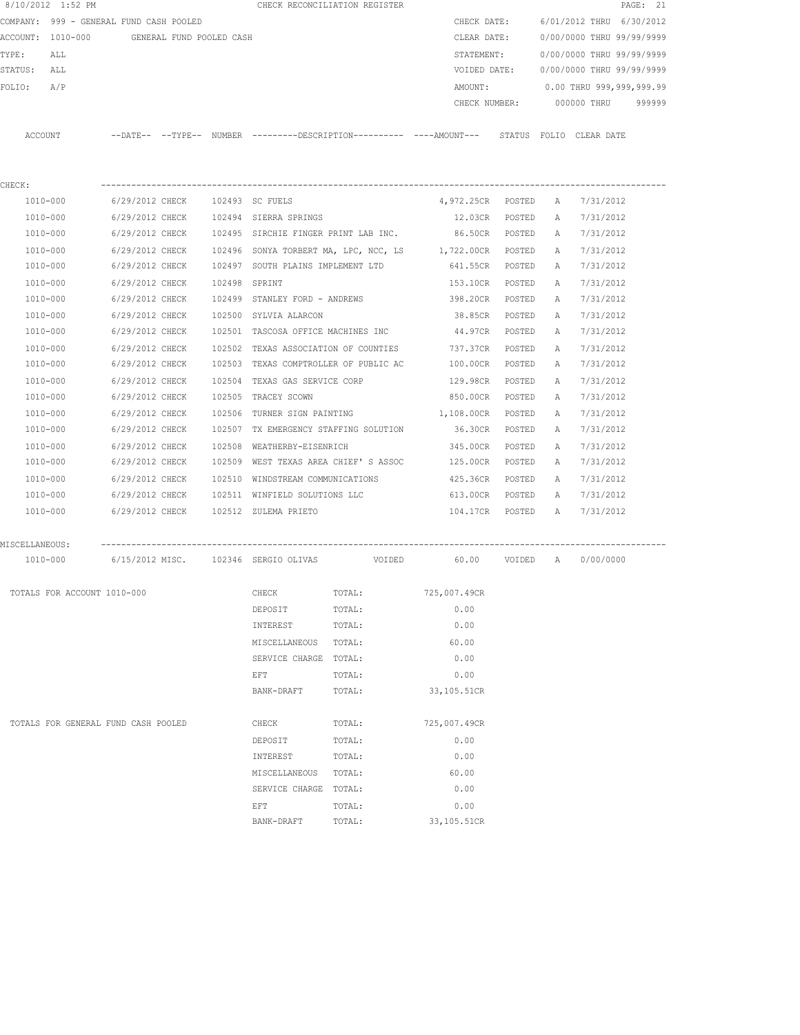8/10/2012 1:52 PM CHECK RECONCILIATION REGISTER

COMPANY: 999 - GENERAL FUND CASH POOLED
ACCOUNT: 1010-000 GENERAL FUND POOLED CASH
TYPE: ALL
STATUS: ALL
FOLIO: A/P

CHECK DATE: 6/01/2012 THRU 6/30/2012
CLEAR DATE: 0/00/0000 THRU 99/99/9999
STATEMENT: 0/00/0000 THRU 99/99/9999
VOIDED DATE: 0/00/0000 THRU 99/99/9999
AMOUNT: 0.00 THRU 999,999,999.99
CHECK NUMBER: 000000 THRU 999999

| ACCOUNT | --DATE-- | --TYPE-- | NUMBER | ---------DESCRIPTION---------- | ----AMOUNT--- | STATUS | FOLIO | CLEAR DATE |
|---|---|---|---|---|---|---|---|---|
| CHECK: | | | | | | | | |
| 1010-000 | 6/29/2012 | CHECK | 102493 | SC FUELS | 4,972.25CR | POSTED | A | 7/31/2012 |
| 1010-000 | 6/29/2012 | CHECK | 102494 | SIERRA SPRINGS | 12.03CR | POSTED | A | 7/31/2012 |
| 1010-000 | 6/29/2012 | CHECK | 102495 | SIRCHIE FINGER PRINT LAB INC. | 86.50CR | POSTED | A | 7/31/2012 |
| 1010-000 | 6/29/2012 | CHECK | 102496 | SONYA TORBERT MA, LPC, NCC, LS | 1,722.00CR | POSTED | A | 7/31/2012 |
| 1010-000 | 6/29/2012 | CHECK | 102497 | SOUTH PLAINS IMPLEMENT LTD | 641.55CR | POSTED | A | 7/31/2012 |
| 1010-000 | 6/29/2012 | CHECK | 102498 | SPRINT | 153.10CR | POSTED | A | 7/31/2012 |
| 1010-000 | 6/29/2012 | CHECK | 102499 | STANLEY FORD - ANDREWS | 398.20CR | POSTED | A | 7/31/2012 |
| 1010-000 | 6/29/2012 | CHECK | 102500 | SYLVIA ALARCON | 38.85CR | POSTED | A | 7/31/2012 |
| 1010-000 | 6/29/2012 | CHECK | 102501 | TASCOSA OFFICE MACHINES INC | 44.97CR | POSTED | A | 7/31/2012 |
| 1010-000 | 6/29/2012 | CHECK | 102502 | TEXAS ASSOCIATION OF COUNTIES | 737.37CR | POSTED | A | 7/31/2012 |
| 1010-000 | 6/29/2012 | CHECK | 102503 | TEXAS COMPTROLLER OF PUBLIC AC | 100.00CR | POSTED | A | 7/31/2012 |
| 1010-000 | 6/29/2012 | CHECK | 102504 | TEXAS GAS SERVICE CORP | 129.98CR | POSTED | A | 7/31/2012 |
| 1010-000 | 6/29/2012 | CHECK | 102505 | TRACEY SCOWN | 850.00CR | POSTED | A | 7/31/2012 |
| 1010-000 | 6/29/2012 | CHECK | 102506 | TURNER SIGN PAINTING | 1,108.00CR | POSTED | A | 7/31/2012 |
| 1010-000 | 6/29/2012 | CHECK | 102507 | TX EMERGENCY STAFFING SOLUTION | 36.30CR | POSTED | A | 7/31/2012 |
| 1010-000 | 6/29/2012 | CHECK | 102508 | WEATHERBY-EISENRICH | 345.00CR | POSTED | A | 7/31/2012 |
| 1010-000 | 6/29/2012 | CHECK | 102509 | WEST TEXAS AREA CHIEF' S ASSOC | 125.00CR | POSTED | A | 7/31/2012 |
| 1010-000 | 6/29/2012 | CHECK | 102510 | WINDSTREAM COMMUNICATIONS | 425.36CR | POSTED | A | 7/31/2012 |
| 1010-000 | 6/29/2012 | CHECK | 102511 | WINFIELD SOLUTIONS LLC | 613.00CR | POSTED | A | 7/31/2012 |
| 1010-000 | 6/29/2012 | CHECK | 102512 | ZULEMA PRIETO | 104.17CR | POSTED | A | 7/31/2012 |
| MISCELLANEOUS: | | | | | | | | |
| 1010-000 | 6/15/2012 | MISC. | 102346 | SERGIO OLIVAS VOIDED | 60.00 | VOIDED | A | 0/00/0000 |

TOTALS FOR ACCOUNT 1010-000

| | | |
|---|---|---|
| CHECK | TOTAL: | 725,007.49CR |
| DEPOSIT | TOTAL: | 0.00 |
| INTEREST | TOTAL: | 0.00 |
| MISCELLANEOUS | TOTAL: | 60.00 |
| SERVICE CHARGE | TOTAL: | 0.00 |
| EFT | TOTAL: | 0.00 |
| BANK-DRAFT | TOTAL: | 33,105.51CR |

TOTALS FOR GENERAL FUND CASH POOLED

| | | |
|---|---|---|
| CHECK | TOTAL: | 725,007.49CR |
| DEPOSIT | TOTAL: | 0.00 |
| INTEREST | TOTAL: | 0.00 |
| MISCELLANEOUS | TOTAL: | 60.00 |
| SERVICE CHARGE | TOTAL: | 0.00 |
| EFT | TOTAL: | 0.00 |
| BANK-DRAFT | TOTAL: | 33,105.51CR |